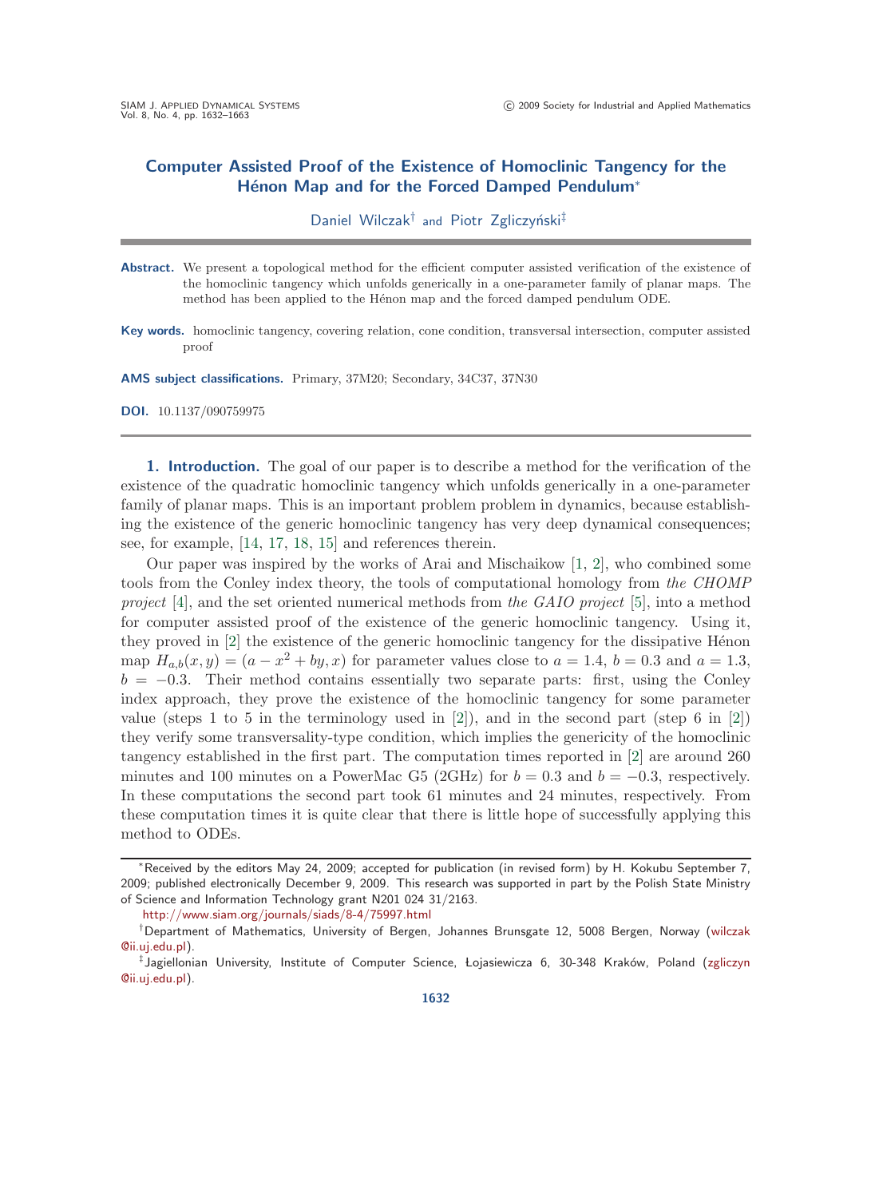# Computer Assisted Proof of the Existence of Homoclinic Tangency for the Hénon Map and for the Forced Damped Pendulum*

Daniel Wilczak† and Piotr Zgliczyński‡

**Abstract.** We present a topological method for the efficient computer assisted verification of the existence of the homoclinic tangency which unfolds generically in a one-parameter family of planar maps. The method has been applied to the Hénon map and the forced damped pendulum ODE.

**Key words.** homoclinic tangency, covering relation, cone condition, transversal intersection, computer assisted proof

**AMS subject classifications.** Primary, 37M20; Secondary, 34C37, 37N30

**DOI.** 10.1137/090759975

## 1. Introduction.

The goal of our paper is to describe a method for the verification of the existence of the quadratic homoclinic tangency which unfolds generically in a one-parameter family of planar maps. This is an important problem problem in dynamics, because establishing the existence of the generic homoclinic tangency has very deep dynamical consequences; see, for example, [14, 17, 18, 15] and references therein.

Our paper was inspired by the works of Arai and Mischaikow [1, 2], who combined some tools from the Conley index theory, the tools of computational homology from *the CHOMP project* [4], and the set oriented numerical methods from *the GAIO project* [5], into a method for computer assisted proof of the existence of the generic homoclinic tangency. Using it, they proved in [2] the existence of the generic homoclinic tangency for the dissipative Hénon map $H_{a,b}(x, y) = (a - x^2 + by, x)$ for parameter values close to $a = 1.4$, $b = 0.3$ and $a = 1.3$, $b = -0.3$. Their method contains essentially two separate parts: first, using the Conley index approach, they prove the existence of the homoclinic tangency for some parameter value (steps 1 to 5 in the terminology used in [2]), and in the second part (step 6 in [2]) they verify some transversality-type condition, which implies the genericity of the homoclinic tangency established in the first part. The computation times reported in [2] are around 260 minutes and 100 minutes on a PowerMac G5 (2GHz) for $b = 0.3$ and $b = -0.3$, respectively. In these computations the second part took 61 minutes and 24 minutes, respectively. From these computation times it is quite clear that there is little hope of successfully applying this method to ODEs.

---

*Received by the editors May 24, 2009; accepted for publication (in revised form) by H. Kokubu September 7, 2009; published electronically December 9, 2009. This research was supported in part by the Polish State Ministry of Science and Information Technology grant N201 024 31/2163.
http://www.siam.org/journals/siads/8-4/75997.html

†Department of Mathematics, University of Bergen, Johannes Brunsgate 12, 5008 Bergen, Norway (wilczak@ii.uj.edu.pl).

‡Jagiellonian University, Institute of Computer Science, Łojasiewicza 6, 30-348 Kraków, Poland (zgliczyn@ii.uj.edu.pl).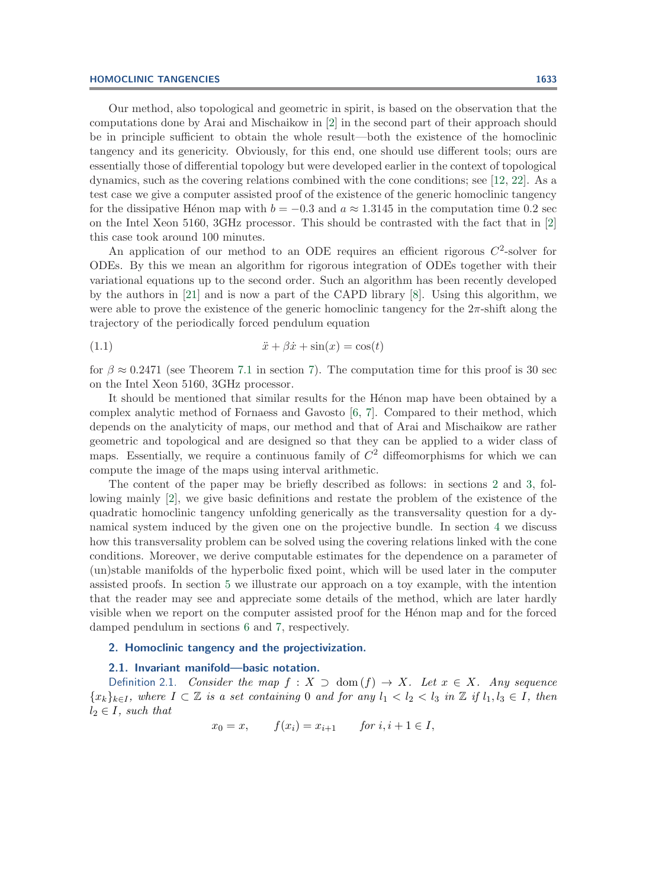Our method, also topological and geometric in spirit, is based on the observation that the computations done by Arai and Mischaikow in [2] in the second part of their approach should be in principle sufficient to obtain the whole result—both the existence of the homoclinic tangency and its genericity. Obviously, for this end, one should use different tools; ours are essentially those of differential topology but were developed earlier in the context of topological dynamics, such as the covering relations combined with the cone conditions; see [12, 22]. As a test case we give a computer assisted proof of the existence of the generic homoclinic tangency for the dissipative Hénon map with $b = -0.3$ and $a \approx 1.3145$ in the computation time 0.2 sec on the Intel Xeon 5160, 3GHz processor. This should be contrasted with the fact that in [2] this case took around 100 minutes.

An application of our method to an ODE requires an efficient rigorous $C^2$-solver for ODEs. By this we mean an algorithm for rigorous integration of ODEs together with their variational equations up to the second order. Such an algorithm has been recently developed by the authors in [21] and is now a part of the CAPD library [8]. Using this algorithm, we were able to prove the existence of the generic homoclinic tangency for the $2\pi$-shift along the trajectory of the periodically forced pendulum equation

$$\ddot{x} + \beta\dot{x} + \sin(x) = \cos(t) \tag{1.1}$$

for $\beta \approx 0.2471$ (see Theorem 7.1 in section 7). The computation time for this proof is 30 sec on the Intel Xeon 5160, 3GHz processor.

It should be mentioned that similar results for the Hénon map have been obtained by a complex analytic method of Fornaess and Gavosto [6, 7]. Compared to their method, which depends on the analyticity of maps, our method and that of Arai and Mischaikow are rather geometric and topological and are designed so that they can be applied to a wider class of maps. Essentially, we require a continuous family of $C^2$ diffeomorphisms for which we can compute the image of the maps using interval arithmetic.

The content of the paper may be briefly described as follows: in sections 2 and 3, following mainly [2], we give basic definitions and restate the problem of the existence of the quadratic homoclinic tangency unfolding generically as the transversality question for a dynamical system induced by the given one on the projective bundle. In section 4 we discuss how this transversality problem can be solved using the covering relations linked with the cone conditions. Moreover, we derive computable estimates for the dependence on a parameter of (un)stable manifolds of the hyperbolic fixed point, which will be used later in the computer assisted proofs. In section 5 we illustrate our approach on a toy example, with the intention that the reader may see and appreciate some details of the method, which are later hardly visible when we report on the computer assisted proof for the Hénon map and for the forced damped pendulum in sections 6 and 7, respectively.

## 2. Homoclinic tangency and the projectivization.

### 2.1. Invariant manifold—basic notation.

Definition 2.1. *Consider the map $f : X \supset \mathrm{dom}(f) \to X$. Let $x \in X$. Any sequence $\{x_k\}_{k\in I}$, where $I \subset \mathbb{Z}$ is a set containing 0 and for any $l_1 < l_2 < l_3$ in $\mathbb{Z}$ if $l_1, l_3 \in I$, then $l_2 \in I$, such that*

$$x_0 = x, \qquad f(x_i) = x_{i+1} \qquad \text{for } i, i+1 \in I,$$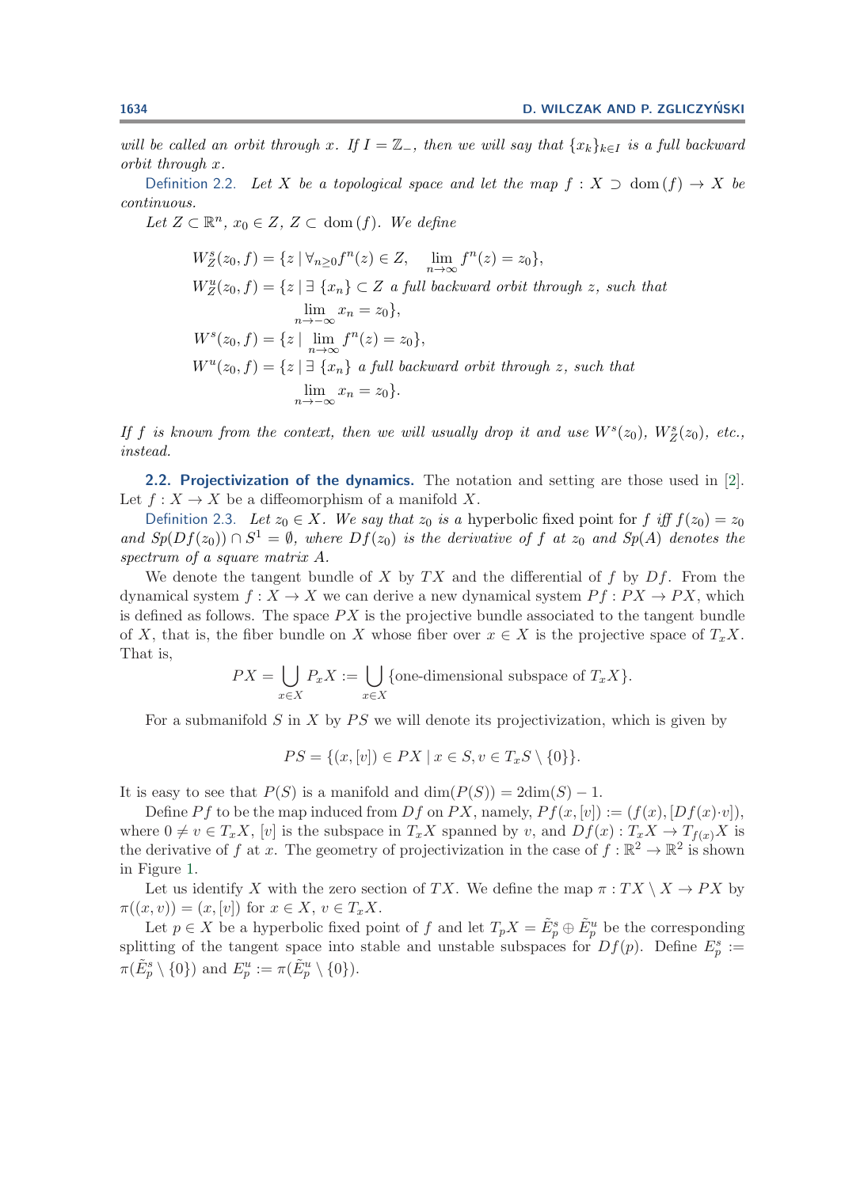*will be called an orbit through $x$. If $I = \mathbb{Z}_-$, then we will say that $\{x_k\}_{k \in I}$ is a full backward orbit through $x$.*

Definition 2.2. *Let $X$ be a topological space and let the map $f : X \supset \operatorname{dom}(f) \to X$ be continuous.*

*Let $Z \subset \mathbb{R}^n$, $x_0 \in Z$, $Z \subset \operatorname{dom}(f)$. We define*

$$
\begin{aligned}
W^s_Z(z_0, f) &= \{z \mid \forall_{n \geq 0} f^n(z) \in Z, \quad \lim_{n\to\infty} f^n(z) = z_0\},\\
W^u_Z(z_0, f) &= \{z \mid \exists \, \{x_n\} \subset Z \text{ a full backward orbit through } z, \text{ such that}\\
&\qquad \lim_{n\to -\infty} x_n = z_0\},\\
W^s(z_0, f) &= \{z \mid \lim_{n\to\infty} f^n(z) = z_0\},\\
W^u(z_0, f) &= \{z \mid \exists \, \{x_n\} \text{ a full backward orbit through } z, \text{ such that}\\
&\qquad \lim_{n\to -\infty} x_n = z_0\}.
\end{aligned}
$$

*If $f$ is known from the context, then we will usually drop it and use $W^s(z_0)$, $W^s_Z(z_0)$, etc., instead.*

### 2.2. Projectivization of the dynamics.

The notation and setting are those used in [2]. Let $f : X \to X$ be a diffeomorphism of a manifold $X$.

Definition 2.3. *Let $z_0 \in X$. We say that $z_0$ is a* hyperbolic fixed point *for $f$ iff $f(z_0) = z_0$ and $Sp(Df(z_0)) \cap S^1 = \emptyset$, where $Df(z_0)$ is the derivative of $f$ at $z_0$ and $Sp(A)$ denotes the spectrum of a square matrix $A$.*

We denote the tangent bundle of $X$ by $TX$ and the differential of $f$ by $Df$. From the dynamical system $f : X \to X$ we can derive a new dynamical system $Pf : PX \to PX$, which is defined as follows. The space $PX$ is the projective bundle associated to the tangent bundle of $X$, that is, the fiber bundle on $X$ whose fiber over $x \in X$ is the projective space of $T_xX$. That is,

$$
PX = \bigcup_{x\in X} P_xX := \bigcup_{x\in X} \{\text{one-dimensional subspace of } T_xX\}.
$$

For a submanifold $S$ in $X$ by $PS$ we will denote its projectivization, which is given by

$$
PS = \{(x, [v]) \in PX \mid x \in S, v \in T_xS \setminus \{0\}\}.
$$

It is easy to see that $P(S)$ is a manifold and $\dim(P(S)) = 2\dim(S) - 1$.

Define $Pf$ to be the map induced from $Df$ on $PX$, namely, $Pf(x, [v]) := (f(x), [Df(x) \cdot v])$, where $0 \neq v \in T_xX$, $[v]$ is the subspace in $T_xX$ spanned by $v$, and $Df(x) : T_xX \to T_{f(x)}X$ is the derivative of $f$ at $x$. The geometry of projectivization in the case of $f : \mathbb{R}^2 \to \mathbb{R}^2$ is shown in Figure 1.

Let us identify $X$ with the zero section of $TX$. We define the map $\pi : TX \setminus X \to PX$ by $\pi((x, v)) = (x, [v])$ for $x \in X$, $v \in T_xX$.

Let $p \in X$ be a hyperbolic fixed point of $f$ and let $T_pX = \tilde{E}^s_p \oplus \tilde{E}^u_p$ be the corresponding splitting of the tangent space into stable and unstable subspaces for $Df(p)$. Define $E^s_p := \pi(\tilde{E}^s_p \setminus \{0\})$ and $E^u_p := \pi(\tilde{E}^u_p \setminus \{0\})$.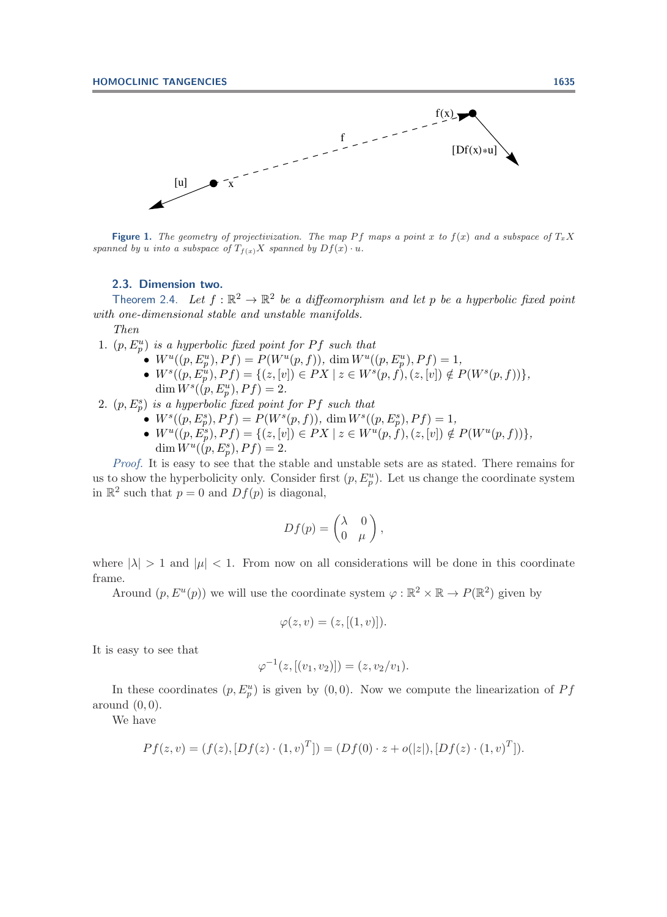**Figure 1.** *The geometry of projectivization. The map $Pf$ maps a point $x$ to $f(x)$ and a subspace of $T_xX$ spanned by $u$ into a subspace of $T_{f(x)}X$ spanned by $Df(x)\cdot u$.*

### 2.3. Dimension two.

Theorem 2.4. *Let $f:\mathbb{R}^2\to\mathbb{R}^2$ be a diffeomorphism and let $p$ be a hyperbolic fixed point with one-dimensional stable and unstable manifolds.*

*Then*

1. *$(p,E_p^u)$ is a hyperbolic fixed point for $Pf$ such that*
   - *$W^u((p,E_p^u),Pf)=P(W^u(p,f))$, $\dim W^u((p,E_p^u),Pf)=1$,*
   - *$W^s((p,E_p^u),Pf)=\{(z,[v])\in PX \mid z\in W^s(p,f),(z,[v])\notin P(W^s(p,f))\}$, $\dim W^s((p,E_p^u),Pf)=2$.*
2. *$(p,E_p^s)$ is a hyperbolic fixed point for $Pf$ such that*
   - *$W^s((p,E_p^s),Pf)=P(W^s(p,f))$, $\dim W^s((p,E_p^s),Pf)=1$,*
   - *$W^u((p,E_p^s),Pf)=\{(z,[v])\in PX \mid z\in W^u(p,f),(z,[v])\notin P(W^u(p,f))\}$, $\dim W^u((p,E_p^s),Pf)=2$.*

*Proof.* It is easy to see that the stable and unstable sets are as stated. There remains for us to show the hyperbolicity only. Consider first $(p,E_p^u)$. Let us change the coordinate system in $\mathbb{R}^2$ such that $p=0$ and $Df(p)$ is diagonal,

$$Df(p)=\begin{pmatrix}\lambda & 0\\ 0 & \mu\end{pmatrix},$$

where $|\lambda|>1$ and $|\mu|<1$. From now on all considerations will be done in this coordinate frame.

Around $(p,E^u(p))$ we will use the coordinate system $\varphi:\mathbb{R}^2\times\mathbb{R}\to P(\mathbb{R}^2)$ given by

$$\varphi(z,v)=(z,[(1,v)]).$$

It is easy to see that

$$\varphi^{-1}(z,[(v_1,v_2)])=(z,v_2/v_1).$$

In these coordinates $(p,E_p^u)$ is given by $(0,0)$. Now we compute the linearization of $Pf$ around $(0,0)$.

We have

$$Pf(z,v)=(f(z),[Df(z)\cdot(1,v)^T])=(Df(0)\cdot z+o(|z|),[Df(z)\cdot(1,v)^T]).$$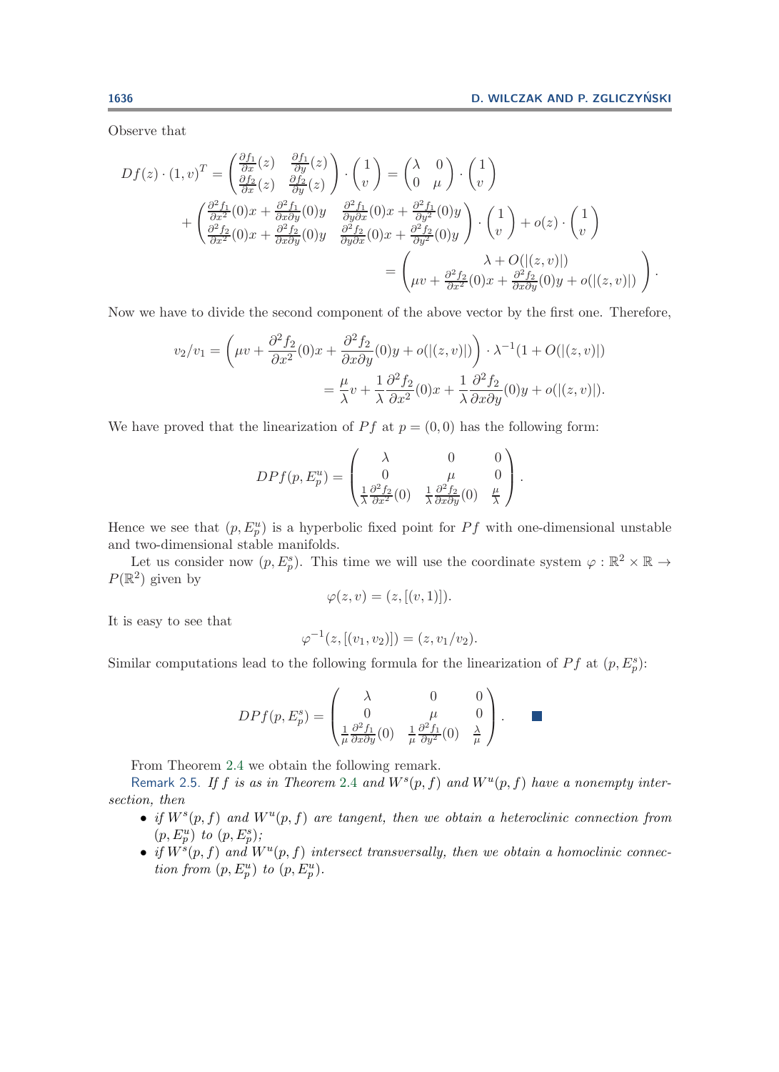Observe that

$$
\begin{aligned}
Df(z)\cdot(1,v)^T &= \begin{pmatrix} \frac{\partial f_1}{\partial x}(z) & \frac{\partial f_1}{\partial y}(z) \\ \frac{\partial f_2}{\partial x}(z) & \frac{\partial f_2}{\partial y}(z) \end{pmatrix} \cdot \begin{pmatrix} 1 \\ v \end{pmatrix} = \begin{pmatrix} \lambda & 0 \\ 0 & \mu \end{pmatrix} \cdot \begin{pmatrix} 1 \\ v \end{pmatrix} \\
&\quad + \begin{pmatrix} \frac{\partial^2 f_1}{\partial x^2}(0)x + \frac{\partial^2 f_1}{\partial x \partial y}(0)y & \frac{\partial^2 f_1}{\partial y \partial x}(0)x + \frac{\partial^2 f_1}{\partial y^2}(0)y \\ \frac{\partial^2 f_2}{\partial x^2}(0)x + \frac{\partial^2 f_2}{\partial x \partial y}(0)y & \frac{\partial^2 f_2}{\partial y \partial x}(0)x + \frac{\partial^2 f_2}{\partial y^2}(0)y \end{pmatrix} \cdot \begin{pmatrix} 1 \\ v \end{pmatrix} + o(z) \cdot \begin{pmatrix} 1 \\ v \end{pmatrix} \\
&= \begin{pmatrix} \lambda + O(|(z,v)|) \\ \mu v + \frac{\partial^2 f_2}{\partial x^2}(0)x + \frac{\partial^2 f_2}{\partial x \partial y}(0)y + o(|(z,v)|) \end{pmatrix}.
\end{aligned}
$$

Now we have to divide the second component of the above vector by the first one. Therefore,

$$
\begin{aligned}
v_2/v_1 &= \left( \mu v + \frac{\partial^2 f_2}{\partial x^2}(0)x + \frac{\partial^2 f_2}{\partial x \partial y}(0)y + o(|(z,v)|) \right) \cdot \lambda^{-1}(1 + O(|(z,v)|) \\
&= \frac{\mu}{\lambda} v + \frac{1}{\lambda}\frac{\partial^2 f_2}{\partial x^2}(0)x + \frac{1}{\lambda}\frac{\partial^2 f_2}{\partial x \partial y}(0)y + o(|(z,v)|).
\end{aligned}
$$

We have proved that the linearization of $Pf$ at $p = (0,0)$ has the following form:

$$
DPf(p, E^u_p) = \begin{pmatrix} \lambda & 0 & 0 \\ 0 & \mu & 0 \\ \frac{1}{\lambda}\frac{\partial^2 f_2}{\partial x^2}(0) & \frac{1}{\lambda}\frac{\partial^2 f_2}{\partial x \partial y}(0) & \frac{\mu}{\lambda} \end{pmatrix}.
$$

Hence we see that $(p, E^u_p)$ is a hyperbolic fixed point for $Pf$ with one-dimensional unstable and two-dimensional stable manifolds.

Let us consider now $(p, E^s_p)$. This time we will use the coordinate system $\varphi : \mathbb{R}^2 \times \mathbb{R} \to P(\mathbb{R}^2)$ given by

$$
\varphi(z, v) = (z, [(v, 1)]).
$$

It is easy to see that

$$
\varphi^{-1}(z, [(v_1, v_2)]) = (z, v_1/v_2).
$$

Similar computations lead to the following formula for the linearization of $Pf$ at $(p, E^s_p)$:

$$
DPf(p, E^s_p) = \begin{pmatrix} \lambda & 0 & 0 \\ 0 & \mu & 0 \\ \frac{1}{\mu}\frac{\partial^2 f_1}{\partial x \partial y}(0) & \frac{1}{\mu}\frac{\partial^2 f_1}{\partial y^2}(0) & \frac{\lambda}{\mu} \end{pmatrix}. \qquad \blacksquare
$$

From Theorem 2.4 we obtain the following remark.

Remark 2.5. *If $f$ is as in Theorem 2.4 and $W^s(p, f)$ and $W^u(p, f)$ have a nonempty intersection, then*

- *if $W^s(p, f)$ and $W^u(p, f)$ are tangent, then we obtain a heteroclinic connection from $(p, E^u_p)$ to $(p, E^s_p)$;*
- *if $W^s(p, f)$ and $W^u(p, f)$ intersect transversally, then we obtain a homoclinic connection from $(p, E^u_p)$ to $(p, E^u_p)$.*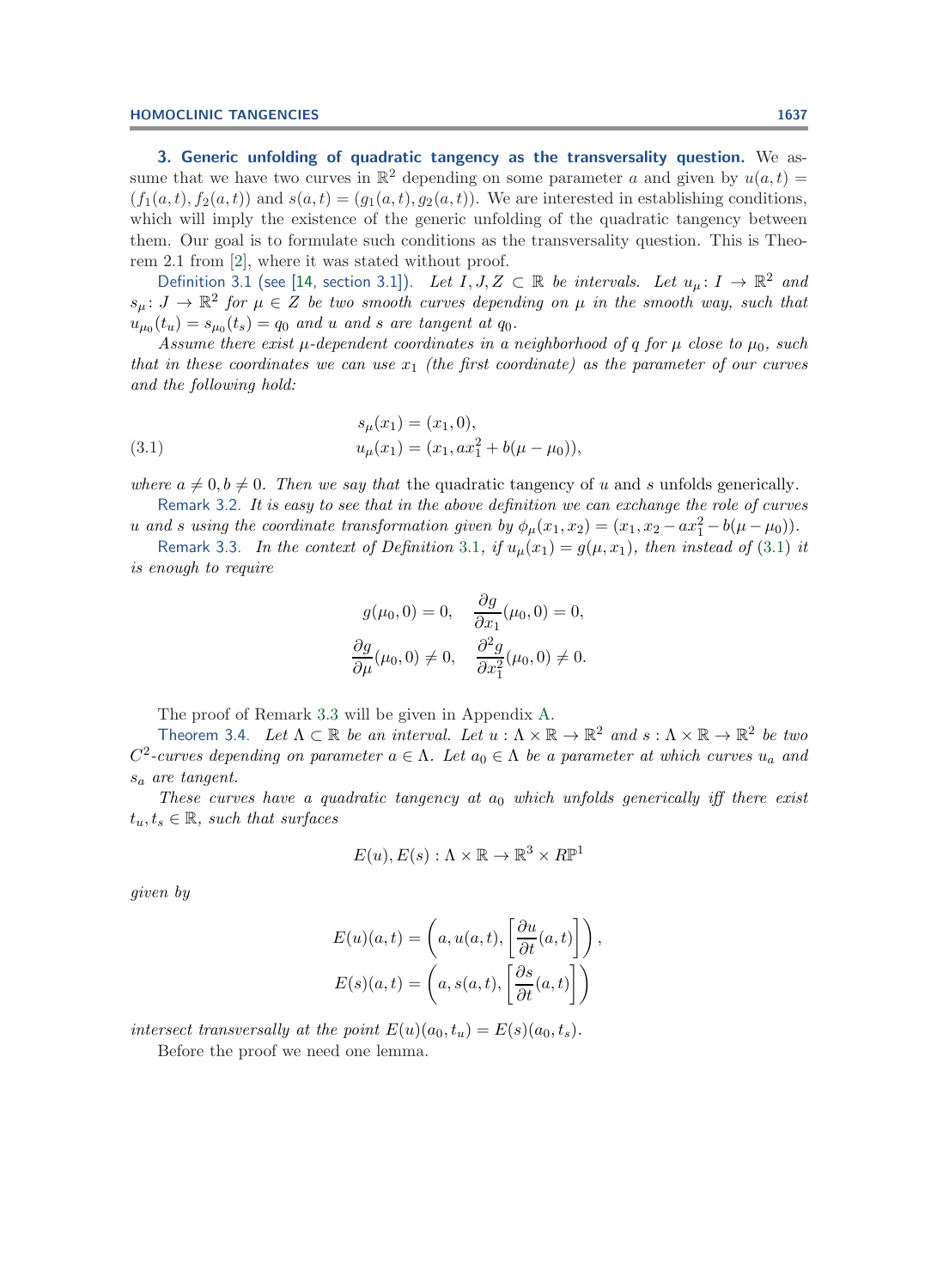**3. Generic unfolding of quadratic tangency as the transversality question.** We assume that we have two curves in $\mathbb{R}^2$ depending on some parameter $a$ and given by $u(a,t) = (f_1(a,t), f_2(a,t))$ and $s(a,t) = (g_1(a,t), g_2(a,t))$. We are interested in establishing conditions, which will imply the existence of the generic unfolding of the quadratic tangency between them. Our goal is to formulate such conditions as the transversality question. This is Theorem 2.1 from [2], where it was stated without proof.

Definition 3.1 (see [14, section 3.1]). *Let $I, J, Z \subset \mathbb{R}$ be intervals. Let $u_\mu \colon I \to \mathbb{R}^2$ and $s_\mu \colon J \to \mathbb{R}^2$ for $\mu \in Z$ be two smooth curves depending on $\mu$ in the smooth way, such that $u_{\mu_0}(t_u) = s_{\mu_0}(t_s) = q_0$ and $u$ and $s$ are tangent at $q_0$.*

*Assume there exist $\mu$-dependent coordinates in a neighborhood of $q$ for $\mu$ close to $\mu_0$, such that in these coordinates we can use $x_1$ (the first coordinate) as the parameter of our curves and the following hold:*

$$
\begin{aligned}
&s_\mu(x_1) = (x_1, 0),\\
&u_\mu(x_1) = (x_1, a x_1^2 + b(\mu - \mu_0)),
\end{aligned}
\tag{3.1}
$$

*where $a \neq 0, b \neq 0$. Then we say that* the quadratic tangency of $u$ and $s$ unfolds generically.

Remark 3.2. *It is easy to see that in the above definition we can exchange the role of curves $u$ and $s$ using the coordinate transformation given by $\phi_\mu(x_1, x_2) = (x_1, x_2 - a x_1^2 - b(\mu - \mu_0))$.*

Remark 3.3. *In the context of Definition 3.1, if $u_\mu(x_1) = g(\mu, x_1)$, then instead of (3.1) it is enough to require*

$$
g(\mu_0, 0) = 0, \quad \frac{\partial g}{\partial x_1}(\mu_0, 0) = 0,
$$
$$
\frac{\partial g}{\partial \mu}(\mu_0, 0) \neq 0, \quad \frac{\partial^2 g}{\partial x_1^2}(\mu_0, 0) \neq 0.
$$

The proof of Remark 3.3 will be given in Appendix A.

Theorem 3.4. *Let $\Lambda \subset \mathbb{R}$ be an interval. Let $u : \Lambda \times \mathbb{R} \to \mathbb{R}^2$ and $s : \Lambda \times \mathbb{R} \to \mathbb{R}^2$ be two $C^2$-curves depending on parameter $a \in \Lambda$. Let $a_0 \in \Lambda$ be a parameter at which curves $u_a$ and $s_a$ are tangent.*

*These curves have a quadratic tangency at $a_0$ which unfolds generically iff there exist $t_u, t_s \in \mathbb{R}$, such that surfaces*

$$
E(u), E(s) : \Lambda \times \mathbb{R} \to \mathbb{R}^3 \times R\mathbb{P}^1
$$

*given by*

$$
E(u)(a,t) = \left(a, u(a,t), \left[\frac{\partial u}{\partial t}(a,t)\right]\right),
$$
$$
E(s)(a,t) = \left(a, s(a,t), \left[\frac{\partial s}{\partial t}(a,t)\right]\right)
$$

*intersect transversally at the point $E(u)(a_0, t_u) = E(s)(a_0, t_s)$.*

Before the proof we need one lemma.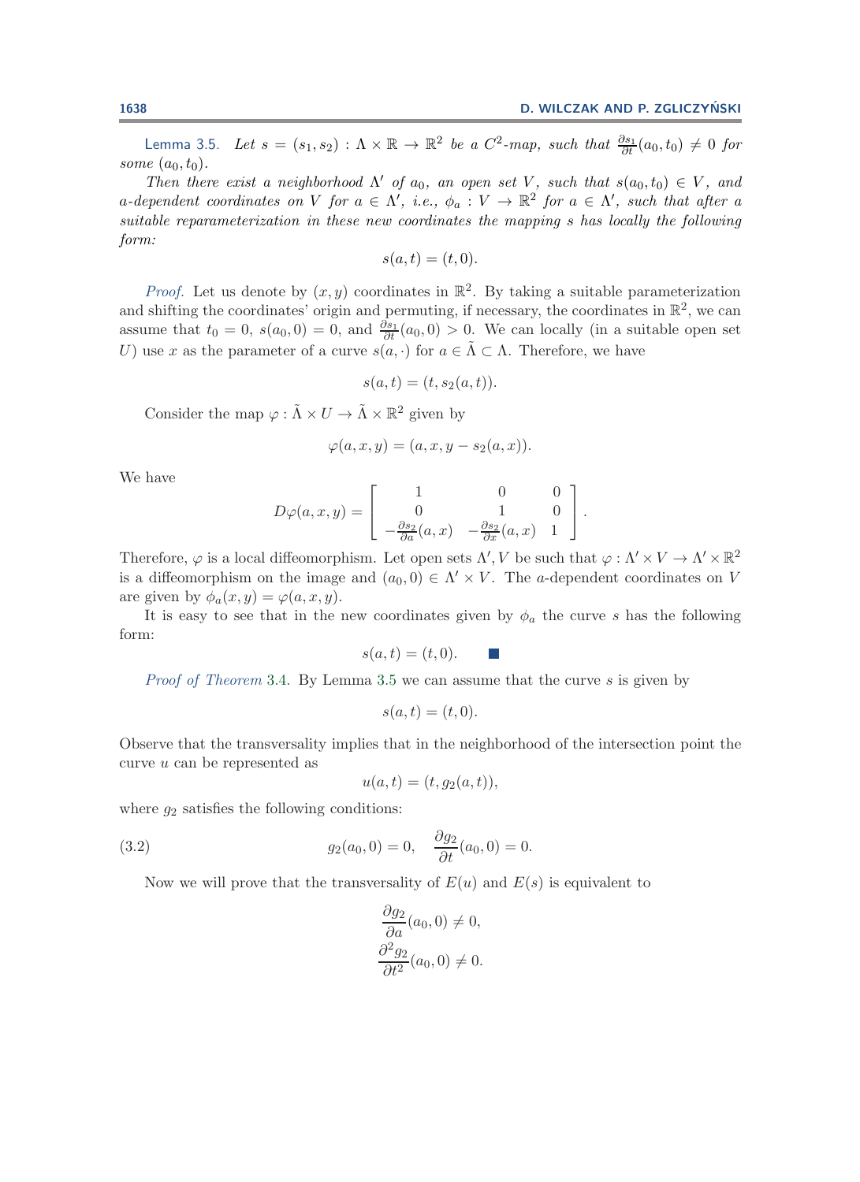Lemma 3.5. *Let $s = (s_1, s_2) : \Lambda \times \mathbb{R} \to \mathbb{R}^2$ be a $C^2$-map, such that $\frac{\partial s_1}{\partial t}(a_0, t_0) \neq 0$ for some $(a_0, t_0)$.*

*Then there exist a neighborhood $\Lambda'$ of $a_0$, an open set $V$, such that $s(a_0, t_0) \in V$, and $a$-dependent coordinates on $V$ for $a \in \Lambda'$, i.e., $\phi_a : V \to \mathbb{R}^2$ for $a \in \Lambda'$, such that after a suitable reparameterization in these new coordinates the mapping $s$ has locally the following form:*

$$s(a, t) = (t, 0).$$

*Proof.* Let us denote by $(x, y)$ coordinates in $\mathbb{R}^2$. By taking a suitable parameterization and shifting the coordinates' origin and permuting, if necessary, the coordinates in $\mathbb{R}^2$, we can assume that $t_0 = 0$, $s(a_0, 0) = 0$, and $\frac{\partial s_1}{\partial t}(a_0, 0) > 0$. We can locally (in a suitable open set $U$) use $x$ as the parameter of a curve $s(a, \cdot)$ for $a \in \tilde{\Lambda} \subset \Lambda$. Therefore, we have

$$s(a, t) = (t, s_2(a, t)).$$

Consider the map $\varphi : \tilde{\Lambda} \times U \to \tilde{\Lambda} \times \mathbb{R}^2$ given by

$$\varphi(a, x, y) = (a, x, y - s_2(a, x)).$$

We have

$$D\varphi(a, x, y) = \begin{bmatrix} 1 & 0 & 0 \\ 0 & 1 & 0 \\ -\frac{\partial s_2}{\partial a}(a, x) & -\frac{\partial s_2}{\partial x}(a, x) & 1 \end{bmatrix}.$$

Therefore, $\varphi$ is a local diffeomorphism. Let open sets $\Lambda', V$ be such that $\varphi : \Lambda' \times V \to \Lambda' \times \mathbb{R}^2$ is a diffeomorphism on the image and $(a_0, 0) \in \Lambda' \times V$. The $a$-dependent coordinates on $V$ are given by $\phi_a(x, y) = \varphi(a, x, y)$.

It is easy to see that in the new coordinates given by $\phi_a$ the curve $s$ has the following form:

$$s(a, t) = (t, 0). \quad \blacksquare$$

*Proof of Theorem* 3.4. By Lemma 3.5 we can assume that the curve $s$ is given by

$$s(a, t) = (t, 0).$$

Observe that the transversality implies that in the neighborhood of the intersection point the curve $u$ can be represented as

$$u(a, t) = (t, g_2(a, t)),$$

where $g_2$ satisfies the following conditions:

$$g_2(a_0, 0) = 0, \quad \frac{\partial g_2}{\partial t}(a_0, 0) = 0. \tag{3.2}$$

Now we will prove that the transversality of $E(u)$ and $E(s)$ is equivalent to

$$\frac{\partial g_2}{\partial a}(a_0, 0) \neq 0,$$
$$\frac{\partial^2 g_2}{\partial t^2}(a_0, 0) \neq 0.$$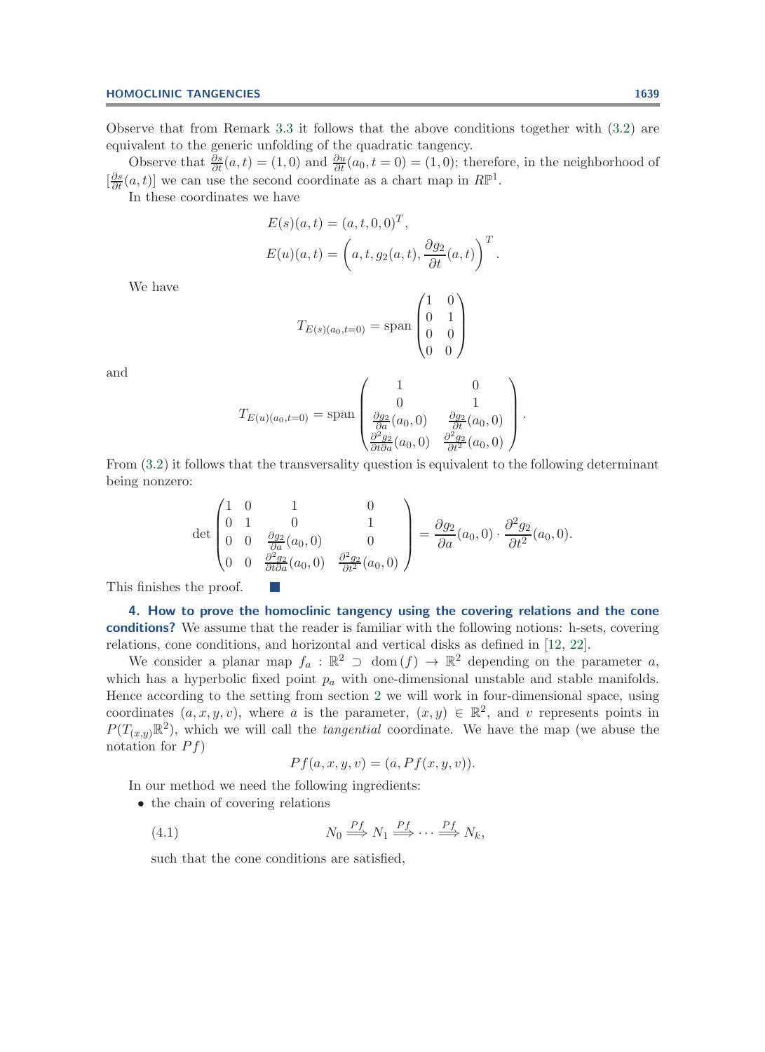Observe that from Remark 3.3 it follows that the above conditions together with (3.2) are equivalent to the generic unfolding of the quadratic tangency.

Observe that $\frac{\partial s}{\partial t}(a,t) = (1,0)$ and $\frac{\partial u}{\partial t}(a_0, t=0) = (1,0)$; therefore, in the neighborhood of $[\frac{\partial s}{\partial t}(a,t)]$ we can use the second coordinate as a chart map in $R\mathbb{P}^1$.

In these coordinates we have

$$E(s)(a,t) = (a,t,0,0)^T,$$

$$E(u)(a,t) = \left(a, t, g_2(a,t), \frac{\partial g_2}{\partial t}(a,t)\right)^T.$$

We have

$$T_{E(s)(a_0,t=0)} = \operatorname{span}\begin{pmatrix}1 & 0\\ 0 & 1\\ 0 & 0\\ 0 & 0\end{pmatrix}$$

and

$$T_{E(u)(a_0,t=0)} = \operatorname{span}\begin{pmatrix}1 & 0\\ 0 & 1\\ \frac{\partial g_2}{\partial a}(a_0,0) & \frac{\partial g_2}{\partial t}(a_0,0)\\ \frac{\partial^2 g_2}{\partial t \partial a}(a_0,0) & \frac{\partial^2 g_2}{\partial t^2}(a_0,0)\end{pmatrix}.$$

From (3.2) it follows that the transversality question is equivalent to the following determinant being nonzero:

$$\det\begin{pmatrix}1 & 0 & 1 & 0\\ 0 & 1 & 0 & 1\\ 0 & 0 & \frac{\partial g_2}{\partial a}(a_0,0) & 0\\ 0 & 0 & \frac{\partial^2 g_2}{\partial t \partial a}(a_0,0) & \frac{\partial^2 g_2}{\partial t^2}(a_0,0)\end{pmatrix} = \frac{\partial g_2}{\partial a}(a_0,0)\cdot\frac{\partial^2 g_2}{\partial t^2}(a_0,0).$$

This finishes the proof. ∎

**4. How to prove the homoclinic tangency using the covering relations and the cone conditions?** We assume that the reader is familiar with the following notions: h-sets, covering relations, cone conditions, and horizontal and vertical disks as defined in [12, 22].

We consider a planar map $f_a : \mathbb{R}^2 \supset \operatorname{dom}(f) \to \mathbb{R}^2$ depending on the parameter $a$, which has a hyperbolic fixed point $p_a$ with one-dimensional unstable and stable manifolds. Hence according to the setting from section 2 we will work in four-dimensional space, using coordinates $(a,x,y,v)$, where $a$ is the parameter, $(x,y) \in \mathbb{R}^2$, and $v$ represents points in $P(T_{(x,y)}\mathbb{R}^2)$, which we will call the *tangential* coordinate. We have the map (we abuse the notation for $Pf$)

$$Pf(a,x,y,v) = (a, Pf(x,y,v)).$$

In our method we need the following ingredients:

- the chain of covering relations

$$N_0 \overset{Pf}{\Longrightarrow} N_1 \overset{Pf}{\Longrightarrow} \cdots \overset{Pf}{\Longrightarrow} N_k, \tag{4.1}$$

  such that the cone conditions are satisfied,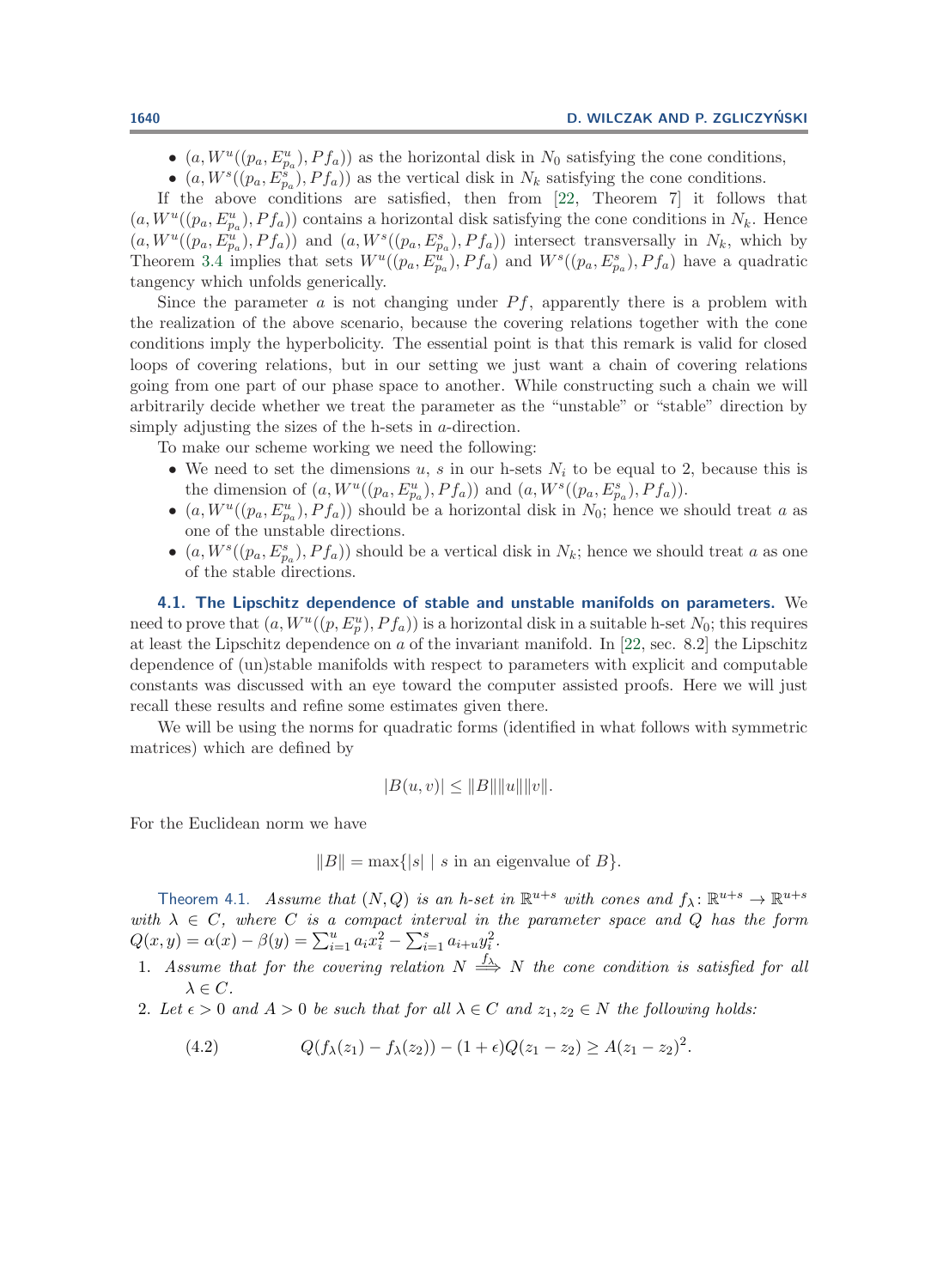- $(a, W^u((p_a, E^u_{p_a}), Pf_a))$ as the horizontal disk in $N_0$ satisfying the cone conditions,
- $(a, W^s((p_a, E^s_{p_a}), Pf_a))$ as the vertical disk in $N_k$ satisfying the cone conditions.

If the above conditions are satisfied, then from [22, Theorem 7] it follows that $(a, W^u((p_a, E^u_{p_a}), Pf_a))$ contains a horizontal disk satisfying the cone conditions in $N_k$. Hence $(a, W^u((p_a, E^u_{p_a}), Pf_a))$ and $(a, W^s((p_a, E^s_{p_a}), Pf_a))$ intersect transversally in $N_k$, which by Theorem 3.4 implies that sets $W^u((p_a, E^u_{p_a}), Pf_a)$ and $W^s((p_a, E^s_{p_a}), Pf_a)$ have a quadratic tangency which unfolds generically.

Since the parameter $a$ is not changing under $Pf$, apparently there is a problem with the realization of the above scenario, because the covering relations together with the cone conditions imply the hyperbolicity. The essential point is that this remark is valid for closed loops of covering relations, but in our setting we just want a chain of covering relations going from one part of our phase space to another. While constructing such a chain we will arbitrarily decide whether we treat the parameter as the "unstable" or "stable" direction by simply adjusting the sizes of the h-sets in $a$-direction.

To make our scheme working we need the following:

- We need to set the dimensions $u$, $s$ in our h-sets $N_i$ to be equal to 2, because this is the dimension of $(a, W^u((p_a, E^u_{p_a}), Pf_a))$ and $(a, W^s((p_a, E^s_{p_a}), Pf_a))$.
- $(a, W^u((p_a, E^u_{p_a}), Pf_a))$ should be a horizontal disk in $N_0$; hence we should treat $a$ as one of the unstable directions.
- $(a, W^s((p_a, E^s_{p_a}), Pf_a))$ should be a vertical disk in $N_k$; hence we should treat $a$ as one of the stable directions.

### 4.1. The Lipschitz dependence of stable and unstable manifolds on parameters.

We need to prove that $(a, W^u((p, E^u_p), Pf_a))$ is a horizontal disk in a suitable h-set $N_0$; this requires at least the Lipschitz dependence on $a$ of the invariant manifold. In [22, sec. 8.2] the Lipschitz dependence of (un)stable manifolds with respect to parameters with explicit and computable constants was discussed with an eye toward the computer assisted proofs. Here we will just recall these results and refine some estimates given there.

We will be using the norms for quadratic forms (identified in what follows with symmetric matrices) which are defined by

$$|B(u,v)| \leq \|B\| \|u\| \|v\|.$$

For the Euclidean norm we have

$$\|B\| = \max\{|s| \mid s \text{ in an eigenvalue of } B\}.$$

Theorem 4.1. *Assume that $(N, Q)$ is an h-set in $\mathbb{R}^{u+s}$ with cones and $f_\lambda \colon \mathbb{R}^{u+s} \to \mathbb{R}^{u+s}$ with $\lambda \in C$, where $C$ is a compact interval in the parameter space and $Q$ has the form $Q(x,y) = \alpha(x) - \beta(y) = \sum_{i=1}^{u} a_i x_i^2 - \sum_{i=1}^{s} a_{i+u} y_i^2$.*

1. *Assume that for the covering relation $N \overset{f_\lambda}{\Longrightarrow} N$ the cone condition is satisfied for all $\lambda \in C$.*
2. *Let $\epsilon > 0$ and $A > 0$ be such that for all $\lambda \in C$ and $z_1, z_2 \in N$ the following holds:*

$$Q(f_\lambda(z_1) - f_\lambda(z_2)) - (1+\epsilon) Q(z_1 - z_2) \geq A(z_1 - z_2)^2. \tag{4.2}$$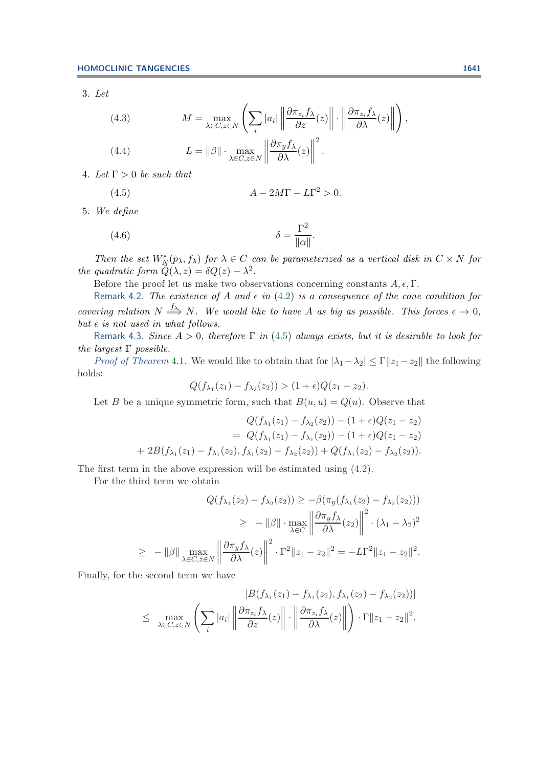3. *Let*

$$M = \max_{\lambda \in C, z \in N} \left( \sum_i |a_i| \left\| \frac{\partial \pi_{z_i} f_\lambda}{\partial z}(z) \right\| \cdot \left\| \frac{\partial \pi_{z_i} f_\lambda}{\partial \lambda}(z) \right\| \right), \tag{4.3}$$

$$L = \|\beta\| \cdot \max_{\lambda \in C, z \in N} \left\| \frac{\partial \pi_y f_\lambda}{\partial \lambda}(z) \right\|^2. \tag{4.4}$$

4. *Let* $\Gamma > 0$ *be such that*

$$A - 2M\Gamma - L\Gamma^2 > 0. \tag{4.5}$$

5. *We define*

$$\delta = \frac{\Gamma^2}{\|\alpha\|}. \tag{4.6}$$

*Then the set* $W^s_N(p_\lambda, f_\lambda)$ *for* $\lambda \in C$ *can be parameterized as a vertical disk in* $C \times N$ *for the quadratic form* $\tilde{Q}(\lambda, z) = \delta Q(z) - \lambda^2$.

Before the proof let us make two observations concerning constants $A, \epsilon, \Gamma$.

Remark 4.2. *The existence of* $A$ *and* $\epsilon$ *in* (4.2) *is a consequence of the cone condition for covering relation* $N \overset{f_\lambda}{\Longrightarrow} N$. *We would like to have* $A$ *as big as possible. This forces* $\epsilon \to 0$, *but* $\epsilon$ *is not used in what follows.*

Remark 4.3. *Since* $A > 0$, *therefore* $\Gamma$ *in* (4.5) *always exists, but it is desirable to look for the largest* $\Gamma$ *possible.*

*Proof of Theorem* 4.1. We would like to obtain that for $|\lambda_1 - \lambda_2| \leq \Gamma \|z_1 - z_2\|$ the following holds:

$$Q(f_{\lambda_1}(z_1) - f_{\lambda_2}(z_2)) > (1 + \epsilon) Q(z_1 - z_2).$$

Let $B$ be a unique symmetric form, such that $B(u, u) = Q(u)$. Observe that

$$\begin{aligned}
& Q(f_{\lambda_1}(z_1) - f_{\lambda_2}(z_2)) - (1+\epsilon) Q(z_1 - z_2) \\
&= Q(f_{\lambda_1}(z_1) - f_{\lambda_1}(z_2)) - (1+\epsilon) Q(z_1 - z_2) \\
&+ 2B(f_{\lambda_1}(z_1) - f_{\lambda_1}(z_2), f_{\lambda_1}(z_2) - f_{\lambda_2}(z_2)) + Q(f_{\lambda_1}(z_2) - f_{\lambda_2}(z_2)).
\end{aligned}$$

The first term in the above expression will be estimated using (4.2).

For the third term we obtain

$$\begin{aligned}
Q(f_{\lambda_1}(z_2) - f_{\lambda_2}(z_2)) &\geq -\beta(\pi_y(f_{\lambda_1}(z_2) - f_{\lambda_2}(z_2))) \\
&\geq -\|\beta\| \cdot \max_{\lambda \in C} \left\| \frac{\partial \pi_y f_\lambda}{\partial \lambda}(z_2) \right\|^2 \cdot (\lambda_1 - \lambda_2)^2 \\
&\geq -\|\beta\| \max_{\lambda \in C, z \in N} \left\| \frac{\partial \pi_y f_\lambda}{\partial \lambda}(z) \right\|^2 \cdot \Gamma^2 \|z_1 - z_2\|^2 = -L\Gamma^2 \|z_1 - z_2\|^2.
\end{aligned}$$

Finally, for the second term we have

$$\begin{aligned}
& |B(f_{\lambda_1}(z_1) - f_{\lambda_1}(z_2), f_{\lambda_1}(z_2) - f_{\lambda_2}(z_2))| \\
&\leq \max_{\lambda \in C, z \in N} \left( \sum_i |a_i| \left\| \frac{\partial \pi_{z_i} f_\lambda}{\partial z}(z) \right\| \cdot \left\| \frac{\partial \pi_{z_i} f_\lambda}{\partial \lambda}(z) \right\| \right) \cdot \Gamma \|z_1 - z_2\|^2.
\end{aligned}$$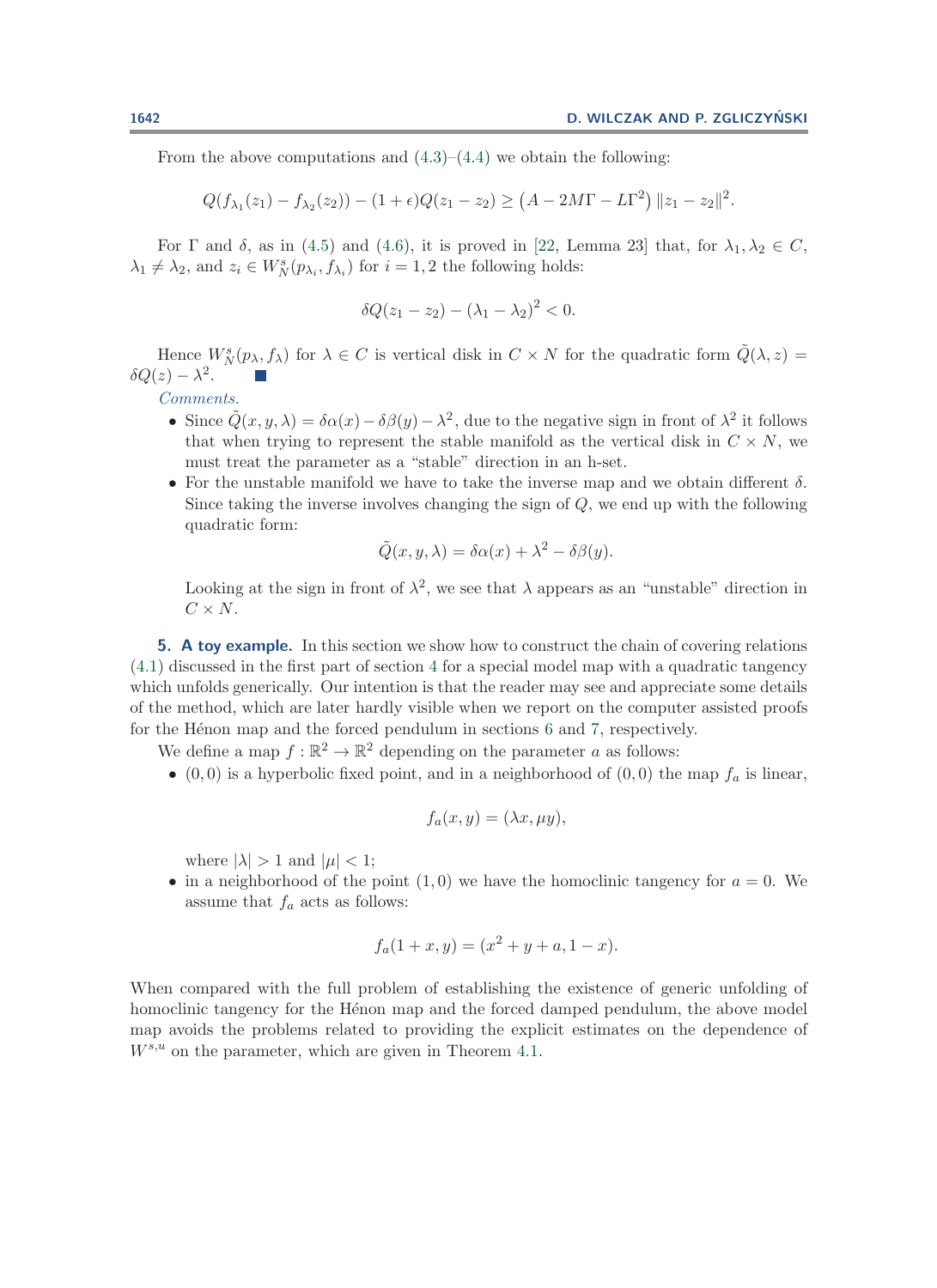From the above computations and (4.3)–(4.4) we obtain the following:

$$Q(f_{\lambda_1}(z_1) - f_{\lambda_2}(z_2)) - (1+\epsilon)Q(z_1 - z_2) \geq \left(A - 2M\Gamma - L\Gamma^2\right)\|z_1 - z_2\|^2.$$

For $\Gamma$ and $\delta$, as in (4.5) and (4.6), it is proved in [22, Lemma 23] that, for $\lambda_1, \lambda_2 \in C$, $\lambda_1 \neq \lambda_2$, and $z_i \in W^s_N(p_{\lambda_i}, f_{\lambda_i})$ for $i = 1, 2$ the following holds:

$$\delta Q(z_1 - z_2) - (\lambda_1 - \lambda_2)^2 < 0.$$

Hence $W^s_N(p_\lambda, f_\lambda)$ for $\lambda \in C$ is vertical disk in $C \times N$ for the quadratic form $\tilde{Q}(\lambda, z) = \delta Q(z) - \lambda^2$. ■

*Comments.*

- Since $\tilde{Q}(x, y, \lambda) = \delta\alpha(x) - \delta\beta(y) - \lambda^2$, due to the negative sign in front of $\lambda^2$ it follows that when trying to represent the stable manifold as the vertical disk in $C \times N$, we must treat the parameter as a "stable" direction in an h-set.
- For the unstable manifold we have to take the inverse map and we obtain different $\delta$. Since taking the inverse involves changing the sign of $Q$, we end up with the following quadratic form:

  $$\tilde{Q}(x, y, \lambda) = \delta\alpha(x) + \lambda^2 - \delta\beta(y).$$

  Looking at the sign in front of $\lambda^2$, we see that $\lambda$ appears as an "unstable" direction in $C \times N$.

## 5. A toy example.

In this section we show how to construct the chain of covering relations (4.1) discussed in the first part of section 4 for a special model map with a quadratic tangency which unfolds generically. Our intention is that the reader may see and appreciate some details of the method, which are later hardly visible when we report on the computer assisted proofs for the Hénon map and the forced pendulum in sections 6 and 7, respectively.

We define a map $f : \mathbb{R}^2 \to \mathbb{R}^2$ depending on the parameter $a$ as follows:

- $(0, 0)$ is a hyperbolic fixed point, and in a neighborhood of $(0, 0)$ the map $f_a$ is linear,

  $$f_a(x, y) = (\lambda x, \mu y),$$

  where $|\lambda| > 1$ and $|\mu| < 1$;
- in a neighborhood of the point $(1, 0)$ we have the homoclinic tangency for $a = 0$. We assume that $f_a$ acts as follows:

  $$f_a(1 + x, y) = (x^2 + y + a, 1 - x).$$

When compared with the full problem of establishing the existence of generic unfolding of homoclinic tangency for the Hénon map and the forced damped pendulum, the above model map avoids the problems related to providing the explicit estimates on the dependence of $W^{s,u}$ on the parameter, which are given in Theorem 4.1.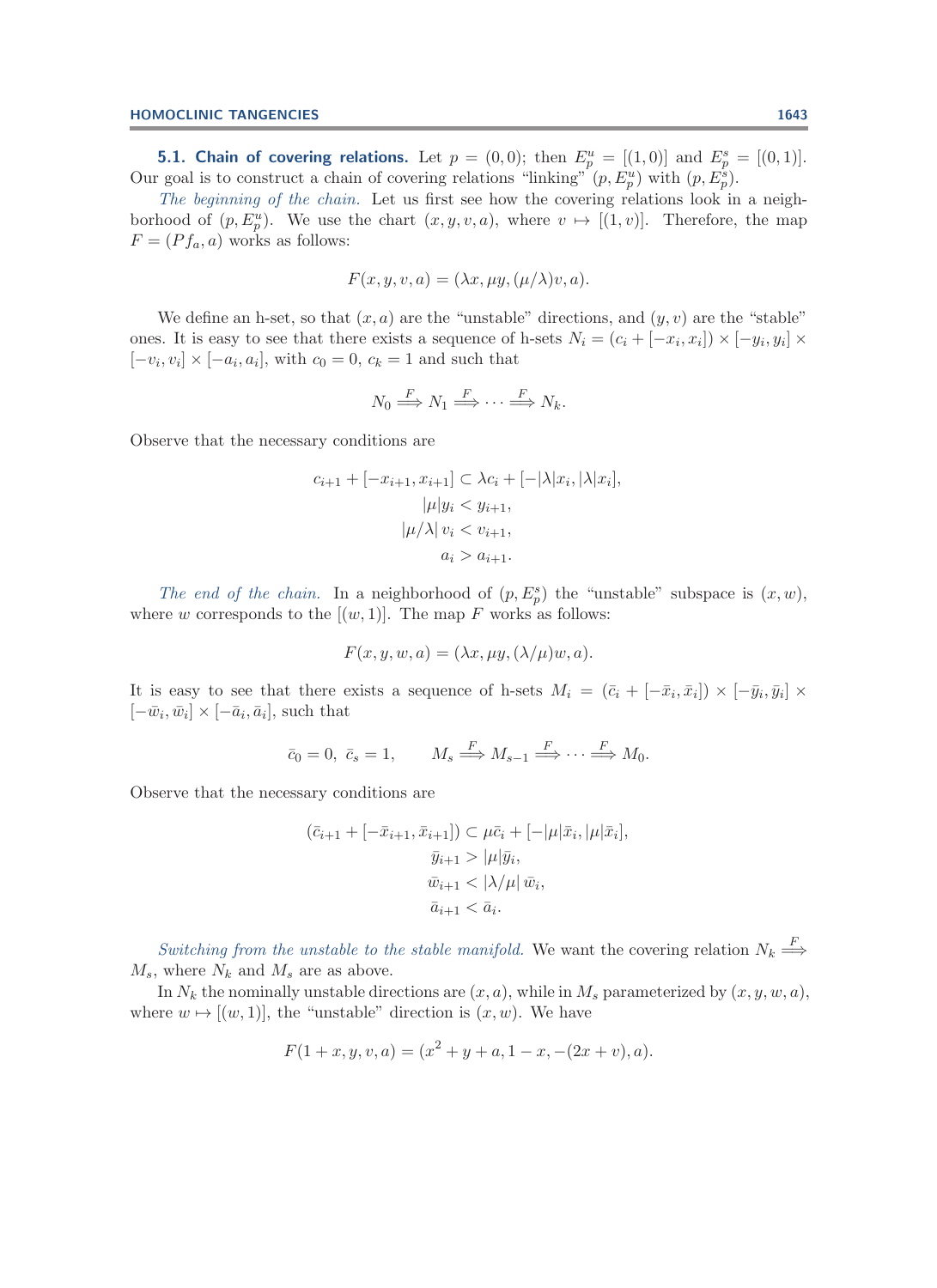**5.1. Chain of covering relations.** Let $p = (0, 0)$; then $E^u_p = [(1, 0)]$ and $E^s_p = [(0, 1)]$. Our goal is to construct a chain of covering relations "linking" $(p, E^u_p)$ with $(p, E^s_p)$.

*The beginning of the chain.* Let us first see how the covering relations look in a neighborhood of $(p, E^u_p)$. We use the chart $(x, y, v, a)$, where $v \mapsto [(1, v)]$. Therefore, the map $F = (Pf_a, a)$ works as follows:

$$F(x, y, v, a) = (\lambda x, \mu y, (\mu/\lambda)v, a).$$

We define an h-set, so that $(x, a)$ are the "unstable" directions, and $(y, v)$ are the "stable" ones. It is easy to see that there exists a sequence of h-sets $N_i = (c_i + [-x_i, x_i]) \times [-y_i, y_i] \times [-v_i, v_i] \times [-a_i, a_i]$, with $c_0 = 0$, $c_k = 1$ and such that

$$N_0 \overset{F}{\Longrightarrow} N_1 \overset{F}{\Longrightarrow} \cdots \overset{F}{\Longrightarrow} N_k.$$

Observe that the necessary conditions are

$$\begin{aligned}
c_{i+1} + [-x_{i+1}, x_{i+1}] &\subset \lambda c_i + [-|\lambda| x_i, |\lambda| x_i], \\
|\mu| y_i &< y_{i+1}, \\
|\mu/\lambda|\, v_i &< v_{i+1}, \\
a_i &> a_{i+1}.
\end{aligned}$$

*The end of the chain.* In a neighborhood of $(p, E^s_p)$ the "unstable" subspace is $(x, w)$, where $w$ corresponds to the $[(w, 1)]$. The map $F$ works as follows:

$$F(x, y, w, a) = (\lambda x, \mu y, (\lambda/\mu)w, a).$$

It is easy to see that there exists a sequence of h-sets $M_i = (\bar{c}_i + [-\bar{x}_i, \bar{x}_i]) \times [-\bar{y}_i, \bar{y}_i] \times [-\bar{w}_i, \bar{w}_i] \times [-\bar{a}_i, \bar{a}_i]$, such that

$$\bar{c}_0 = 0, \ \bar{c}_s = 1, \qquad M_s \overset{F}{\Longrightarrow} M_{s-1} \overset{F}{\Longrightarrow} \cdots \overset{F}{\Longrightarrow} M_0.$$

Observe that the necessary conditions are

$$\begin{aligned}
(\bar{c}_{i+1} + [-\bar{x}_{i+1}, \bar{x}_{i+1}]) &\subset \mu \bar{c}_i + [-|\mu| \bar{x}_i, |\mu| \bar{x}_i], \\
\bar{y}_{i+1} &> |\mu| \bar{y}_i, \\
\bar{w}_{i+1} &< |\lambda/\mu|\, \bar{w}_i, \\
\bar{a}_{i+1} &< \bar{a}_i.
\end{aligned}$$

*Switching from the unstable to the stable manifold.* We want the covering relation $N_k \overset{F}{\Longrightarrow} M_s$, where $N_k$ and $M_s$ are as above.

In $N_k$ the nominally unstable directions are $(x, a)$, while in $M_s$ parameterized by $(x, y, w, a)$, where $w \mapsto [(w, 1)]$, the "unstable" direction is $(x, w)$. We have

$$F(1 + x, y, v, a) = (x^2 + y + a, 1 - x, -(2x + v), a).$$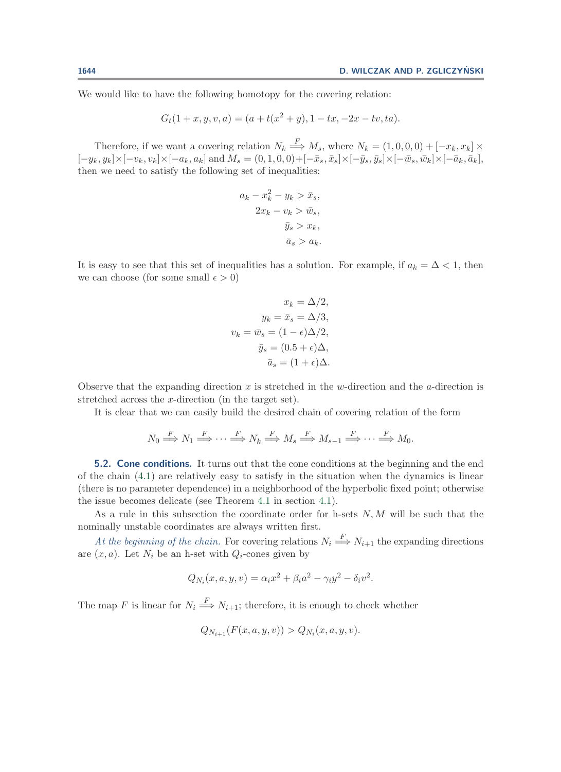We would like to have the following homotopy for the covering relation:

$$G_t(1+x, y, v, a) = (a + t(x^2 + y), 1 - tx, -2x - tv, ta).$$

Therefore, if we want a covering relation $N_k \overset{F}{\Longrightarrow} M_s$, where $N_k = (1, 0, 0, 0) + [-x_k, x_k] \times [-y_k, y_k] \times [-v_k, v_k] \times [-a_k, a_k]$ and $M_s = (0, 1, 0, 0) + [-\bar{x}_s, \bar{x}_s] \times [-\bar{y}_s, \bar{y}_s] \times [-\bar{w}_s, \bar{w}_k] \times [-\bar{a}_k, \bar{a}_k]$, then we need to satisfy the following set of inequalities:

$$\begin{aligned} a_k - x_k^2 - y_k &> \bar{x}_s, \\ 2x_k - v_k &> \bar{w}_s, \\ \bar{y}_s &> x_k, \\ \bar{a}_s &> a_k. \end{aligned}$$

It is easy to see that this set of inequalities has a solution. For example, if $a_k = \Delta < 1$, then we can choose (for some small $\epsilon > 0$)

$$\begin{aligned} x_k &= \Delta/2, \\ y_k = \bar{x}_s &= \Delta/3, \\ v_k = \bar{w}_s &= (1-\epsilon)\Delta/2, \\ \bar{y}_s &= (0.5+\epsilon)\Delta, \\ \bar{a}_s &= (1+\epsilon)\Delta. \end{aligned}$$

Observe that the expanding direction $x$ is stretched in the $w$-direction and the $a$-direction is stretched across the $x$-direction (in the target set).

It is clear that we can easily build the desired chain of covering relation of the form

$$N_0 \overset{F}{\Longrightarrow} N_1 \overset{F}{\Longrightarrow} \cdots \overset{F}{\Longrightarrow} N_k \overset{F}{\Longrightarrow} M_s \overset{F}{\Longrightarrow} M_{s-1} \overset{F}{\Longrightarrow} \cdots \overset{F}{\Longrightarrow} M_0.$$

**5.2. Cone conditions.** It turns out that the cone conditions at the beginning and the end of the chain (4.1) are relatively easy to satisfy in the situation when the dynamics is linear (there is no parameter dependence) in a neighborhood of the hyperbolic fixed point; otherwise the issue becomes delicate (see Theorem 4.1 in section 4.1).

As a rule in this subsection the coordinate order for h-sets $N, M$ will be such that the nominally unstable coordinates are always written first.

*At the beginning of the chain.* For covering relations $N_i \overset{F}{\Longrightarrow} N_{i+1}$ the expanding directions are $(x, a)$. Let $N_i$ be an h-set with $Q_i$-cones given by

$$Q_{N_i}(x, a, y, v) = \alpha_i x^2 + \beta_i a^2 - \gamma_i y^2 - \delta_i v^2.$$

The map $F$ is linear for $N_i \overset{F}{\Longrightarrow} N_{i+1}$; therefore, it is enough to check whether

$$Q_{N_{i+1}}(F(x, a, y, v)) > Q_{N_i}(x, a, y, v).$$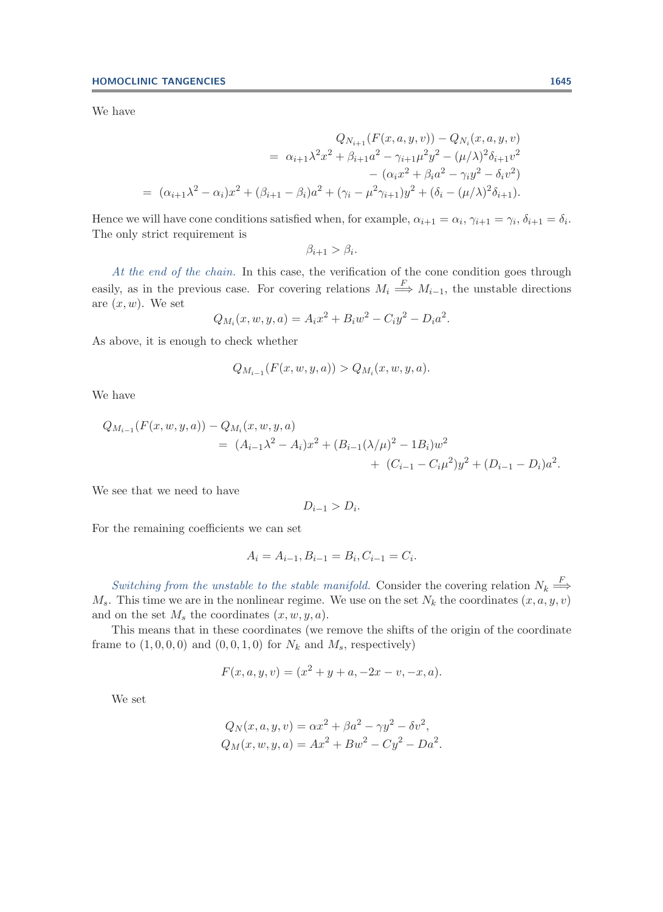We have

$$
\begin{aligned}
&Q_{N_{i+1}}(F(x,a,y,v)) - Q_{N_i}(x,a,y,v)\\
&\quad = \alpha_{i+1}\lambda^2 x^2 + \beta_{i+1}a^2 - \gamma_{i+1}\mu^2 y^2 - (\mu/\lambda)^2\delta_{i+1}v^2\\
&\qquad - (\alpha_i x^2 + \beta_i a^2 - \gamma_i y^2 - \delta_i v^2)\\
&\quad = (\alpha_{i+1}\lambda^2 - \alpha_i)x^2 + (\beta_{i+1} - \beta_i)a^2 + (\gamma_i - \mu^2\gamma_{i+1})y^2 + (\delta_i - (\mu/\lambda)^2\delta_{i+1}).
\end{aligned}
$$

Hence we will have cone conditions satisfied when, for example, $\alpha_{i+1} = \alpha_i$, $\gamma_{i+1} = \gamma_i$, $\delta_{i+1} = \delta_i$. The only strict requirement is

$$
\beta_{i+1} > \beta_i.
$$

*At the end of the chain.* In this case, the verification of the cone condition goes through easily, as in the previous case. For covering relations $M_i \overset{F}{\Longrightarrow} M_{i-1}$, the unstable directions are $(x, w)$. We set

$$
Q_{M_i}(x,w,y,a) = A_i x^2 + B_i w^2 - C_i y^2 - D_i a^2.
$$

As above, it is enough to check whether

$$
Q_{M_{i-1}}(F(x,w,y,a)) > Q_{M_i}(x,w,y,a).
$$

We have

$$
\begin{aligned}
&Q_{M_{i-1}}(F(x,w,y,a)) - Q_{M_i}(x,w,y,a)\\
&\quad = (A_{i-1}\lambda^2 - A_i)x^2 + (B_{i-1}(\lambda/\mu)^2 - 1B_i)w^2\\
&\qquad + (C_{i-1} - C_i\mu^2)y^2 + (D_{i-1} - D_i)a^2.
\end{aligned}
$$

We see that we need to have

$$
D_{i-1} > D_i.
$$

For the remaining coefficients we can set

$$
A_i = A_{i-1}, B_{i-1} = B_i, C_{i-1} = C_i.
$$

*Switching from the unstable to the stable manifold.* Consider the covering relation $N_k \overset{F}{\Longrightarrow} M_s$. This time we are in the nonlinear regime. We use on the set $N_k$ the coordinates $(x,a,y,v)$ and on the set $M_s$ the coordinates $(x,w,y,a)$.

This means that in these coordinates (we remove the shifts of the origin of the coordinate frame to $(1,0,0,0)$ and $(0,0,1,0)$ for $N_k$ and $M_s$, respectively)

$$
F(x,a,y,v) = (x^2 + y + a, -2x - v, -x, a).
$$

We set

$$
\begin{aligned}
Q_N(x,a,y,v) &= \alpha x^2 + \beta a^2 - \gamma y^2 - \delta v^2,\\
Q_M(x,w,y,a) &= A x^2 + B w^2 - C y^2 - D a^2.
\end{aligned}
$$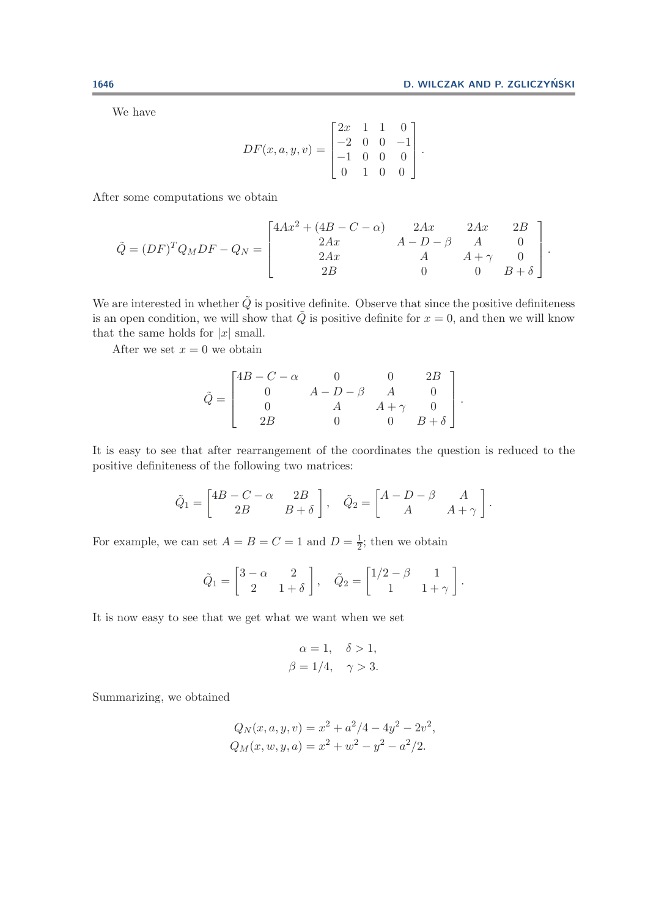We have

$$DF(x,a,y,v) = \begin{bmatrix} 2x & 1 & 1 & 0 \\ -2 & 0 & 0 & -1 \\ -1 & 0 & 0 & 0 \\ 0 & 1 & 0 & 0 \end{bmatrix}.$$

After some computations we obtain

$$\tilde{Q} = (DF)^T Q_M DF - Q_N = \begin{bmatrix} 4Ax^2 + (4B - C - \alpha) & 2Ax & 2Ax & 2B \\ 2Ax & A - D - \beta & A & 0 \\ 2Ax & A & A + \gamma & 0 \\ 2B & 0 & 0 & B + \delta \end{bmatrix}.$$

We are interested in whether $\tilde{Q}$ is positive definite. Observe that since the positive definiteness is an open condition, we will show that $\tilde{Q}$ is positive definite for $x = 0$, and then we will know that the same holds for $|x|$ small.

After we set $x = 0$ we obtain

$$\tilde{Q} = \begin{bmatrix} 4B - C - \alpha & 0 & 0 & 2B \\ 0 & A - D - \beta & A & 0 \\ 0 & A & A + \gamma & 0 \\ 2B & 0 & 0 & B + \delta \end{bmatrix}.$$

It is easy to see that after rearrangement of the coordinates the question is reduced to the positive definiteness of the following two matrices:

$$\tilde{Q}_1 = \begin{bmatrix} 4B - C - \alpha & 2B \\ 2B & B + \delta \end{bmatrix}, \quad \tilde{Q}_2 = \begin{bmatrix} A - D - \beta & A \\ A & A + \gamma \end{bmatrix}.$$

For example, we can set $A = B = C = 1$ and $D = \frac{1}{2}$; then we obtain

$$\tilde{Q}_1 = \begin{bmatrix} 3 - \alpha & 2 \\ 2 & 1 + \delta \end{bmatrix}, \quad \tilde{Q}_2 = \begin{bmatrix} 1/2 - \beta & 1 \\ 1 & 1 + \gamma \end{bmatrix}.$$

It is now easy to see that we get what we want when we set

$$\alpha = 1, \quad \delta > 1,$$
$$\beta = 1/4, \quad \gamma > 3.$$

Summarizing, we obtained

$$Q_N(x,a,y,v) = x^2 + a^2/4 - 4y^2 - 2v^2,$$
$$Q_M(x,w,y,a) = x^2 + w^2 - y^2 - a^2/2.$$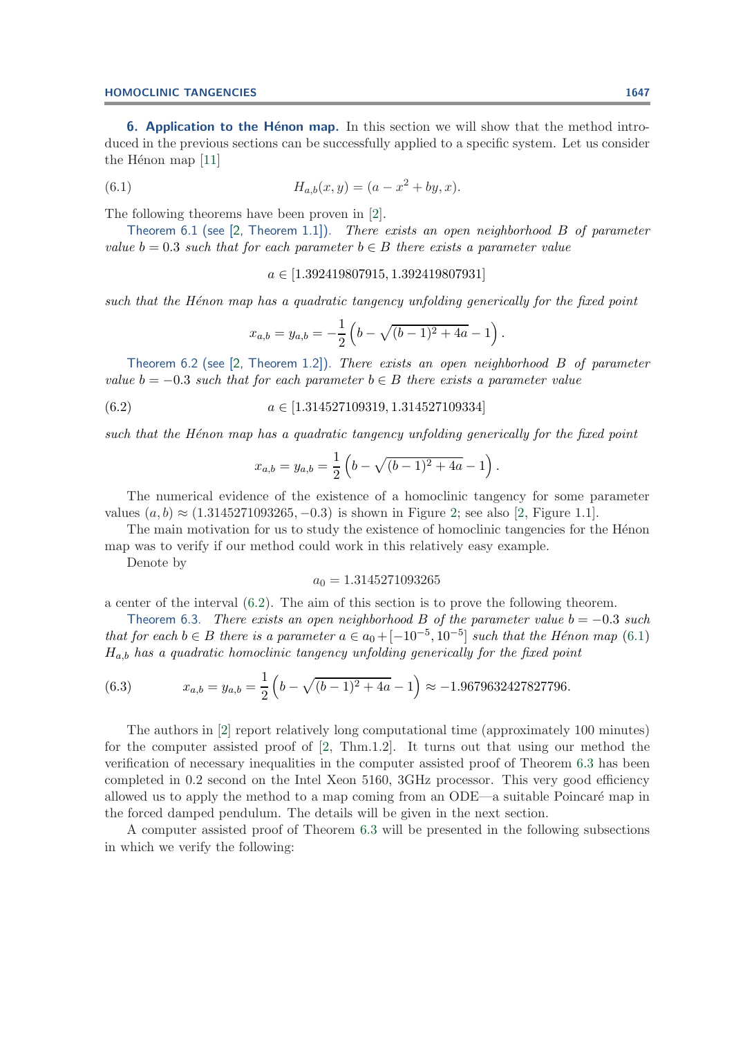## 6. Application to the Hénon map.

In this section we will show that the method introduced in the previous sections can be successfully applied to a specific system. Let us consider the Hénon map [11]

$$H_{a,b}(x, y) = (a - x^2 + by, x). \tag{6.1}$$

The following theorems have been proven in [2].

Theorem 6.1 (see [2, Theorem 1.1]). *There exists an open neighborhood $B$ of parameter value $b = 0.3$ such that for each parameter $b \in B$ there exists a parameter value*

$$a \in [1.392419807915, 1.392419807931]$$

*such that the Hénon map has a quadratic tangency unfolding generically for the fixed point*

$$x_{a,b} = y_{a,b} = -\frac{1}{2}\left(b - \sqrt{(b-1)^2 + 4a} - 1\right).$$

Theorem 6.2 (see [2, Theorem 1.2]). *There exists an open neighborhood $B$ of parameter value $b = -0.3$ such that for each parameter $b \in B$ there exists a parameter value*

$$a \in [1.314527109319, 1.314527109334] \tag{6.2}$$

*such that the Hénon map has a quadratic tangency unfolding generically for the fixed point*

$$x_{a,b} = y_{a,b} = \frac{1}{2}\left(b - \sqrt{(b-1)^2 + 4a} - 1\right).$$

The numerical evidence of the existence of a homoclinic tangency for some parameter values $(a, b) \approx (1.3145271093265, -0.3)$ is shown in Figure 2; see also [2, Figure 1.1].

The main motivation for us to study the existence of homoclinic tangencies for the Hénon map was to verify if our method could work in this relatively easy example.

Denote by

$$a_0 = 1.3145271093265$$

a center of the interval (6.2). The aim of this section is to prove the following theorem.

Theorem 6.3. *There exists an open neighborhood $B$ of the parameter value $b = -0.3$ such that for each $b \in B$ there is a parameter $a \in a_0 + [-10^{-5}, 10^{-5}]$ such that the Hénon map (6.1) $H_{a,b}$ has a quadratic homoclinic tangency unfolding generically for the fixed point*

$$x_{a,b} = y_{a,b} = \frac{1}{2}\left(b - \sqrt{(b-1)^2 + 4a} - 1\right) \approx -1.9679632427827796. \tag{6.3}$$

The authors in [2] report relatively long computational time (approximately 100 minutes) for the computer assisted proof of [2, Thm.1.2]. It turns out that using our method the verification of necessary inequalities in the computer assisted proof of Theorem 6.3 has been completed in 0.2 second on the Intel Xeon 5160, 3GHz processor. This very good efficiency allowed us to apply the method to a map coming from an ODE—a suitable Poincaré map in the forced damped pendulum. The details will be given in the next section.

A computer assisted proof of Theorem 6.3 will be presented in the following subsections in which we verify the following: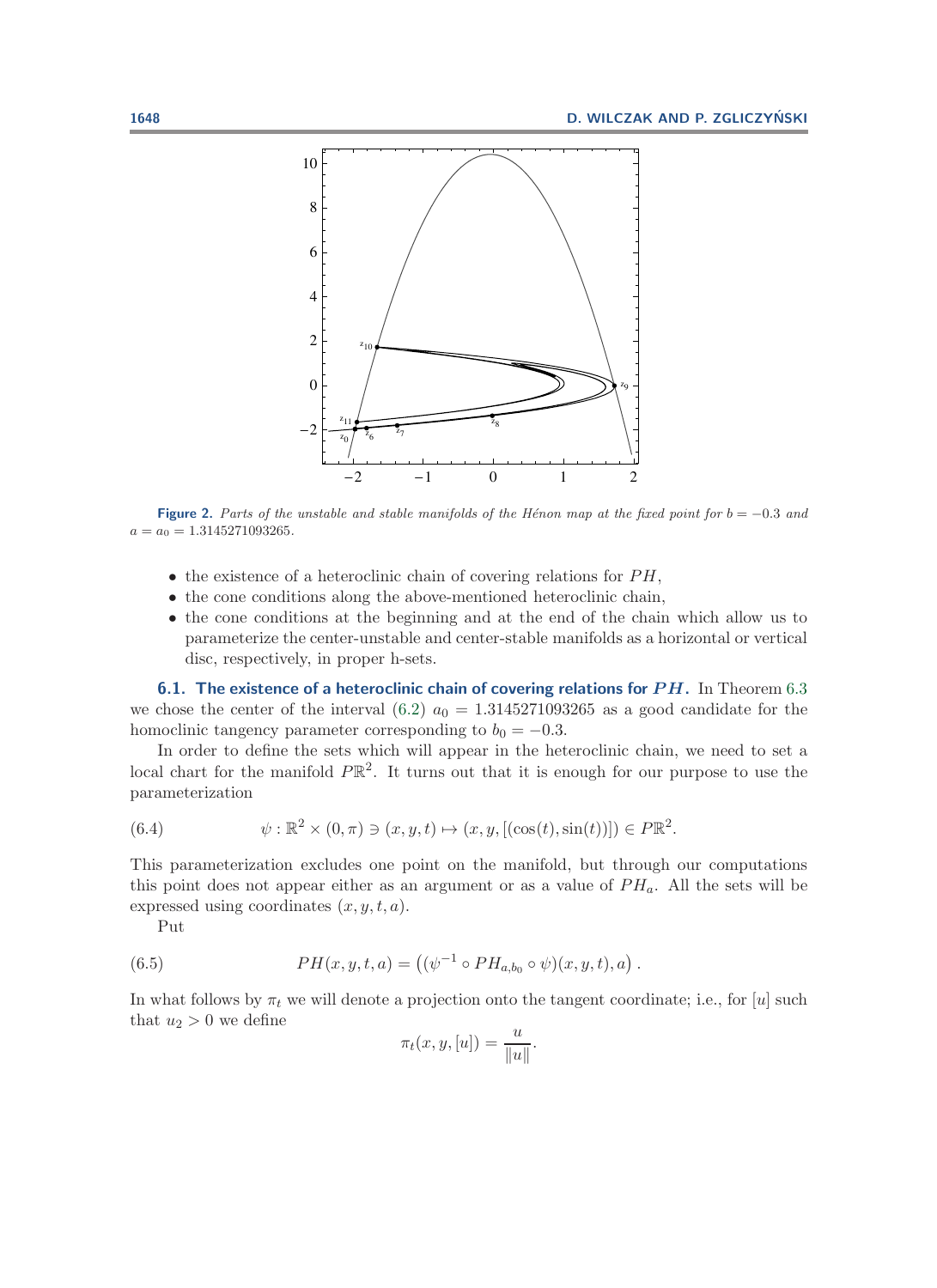**Figure 2.** *Parts of the unstable and stable manifolds of the Hénon map at the fixed point for $b = -0.3$ and $a = a_0 = 1.3145271093265$.*

- the existence of a heteroclinic chain of covering relations for $PH$,
- the cone conditions along the above-mentioned heteroclinic chain,
- the cone conditions at the beginning and at the end of the chain which allow us to parameterize the center-unstable and center-stable manifolds as a horizontal or vertical disc, respectively, in proper h-sets.

### 6.1. The existence of a heteroclinic chain of covering relations for $PH$.

In Theorem 6.3 we chose the center of the interval (6.2) $a_0 = 1.3145271093265$ as a good candidate for the homoclinic tangency parameter corresponding to $b_0 = -0.3$.

In order to define the sets which will appear in the heteroclinic chain, we need to set a local chart for the manifold $P\mathbb{R}^2$. It turns out that it is enough for our purpose to use the parameterization

$$\psi : \mathbb{R}^2 \times (0, \pi) \ni (x, y, t) \mapsto (x, y, [(\cos(t), \sin(t))]) \in P\mathbb{R}^2. \tag{6.4}$$

This parameterization excludes one point on the manifold, but through our computations this point does not appear either as an argument or as a value of $PH_a$. All the sets will be expressed using coordinates $(x, y, t, a)$.

Put

$$PH(x, y, t, a) = \left((\psi^{-1} \circ PH_{a,b_0} \circ \psi)(x, y, t), a\right). \tag{6.5}$$

In what follows by $\pi_t$ we will denote a projection onto the tangent coordinate; i.e., for $[u]$ such that $u_2 > 0$ we define

$$\pi_t(x, y, [u]) = \frac{u}{\|u\|}.$$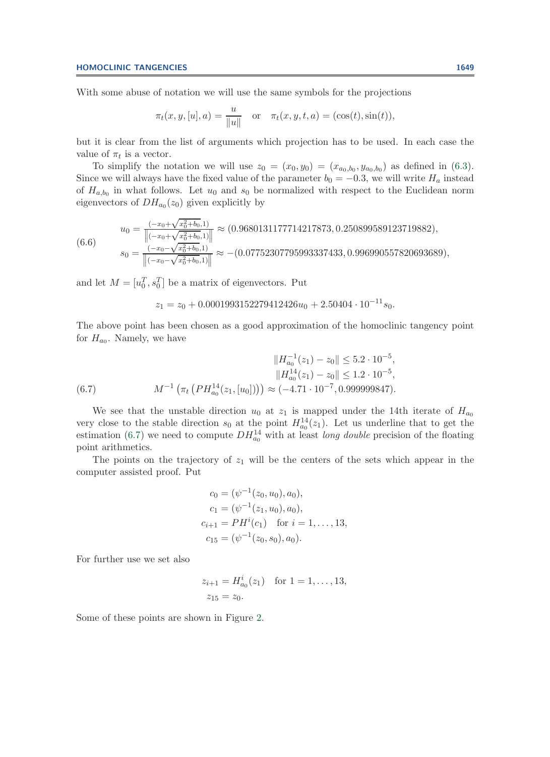With some abuse of notation we will use the same symbols for the projections

$$\pi_t(x, y, [u], a) = \frac{u}{\|u\|} \quad \text{or} \quad \pi_t(x, y, t, a) = (\cos(t), \sin(t)),$$

but it is clear from the list of arguments which projection has to be used. In each case the value of $\pi_t$ is a vector.

To simplify the notation we will use $z_0 = (x_0, y_0) = (x_{a_0,b_0}, y_{a_0,b_0})$ as defined in (6.3). Since we will always have the fixed value of the parameter $b_0 = -0.3$, we will write $H_a$ instead of $H_{a,b_0}$ in what follows. Let $u_0$ and $s_0$ be normalized with respect to the Euclidean norm eigenvectors of $DH_{a_0}(z_0)$ given explicitly by

$$\begin{aligned} u_0 &= \frac{(-x_0+\sqrt{x_0^2+b_0}, 1)}{\left\|(-x_0+\sqrt{x_0^2+b_0}, 1)\right\|} \approx (0.9680131177714217873, 0.250899589123719882), \\ s_0 &= \frac{(-x_0-\sqrt{x_0^2+b_0}, 1)}{\left\|(-x_0-\sqrt{x_0^2+b_0}, 1)\right\|} \approx -(0.07752307795993337433, 0.996990557820693689), \end{aligned} \tag{6.6}$$

and let $M = [u_0^T, s_0^T]$ be a matrix of eigenvectors. Put

$$z_1 = z_0 + 0.0001993152279412426 u_0 + 2.50404 \cdot 10^{-11} s_0.$$

The above point has been chosen as a good approximation of the homoclinic tangency point for $H_{a_0}$. Namely, we have

$$\begin{aligned} \|H_{a_0}^{-1}(z_1) - z_0\| &\leq 5.2 \cdot 10^{-5}, \\ \|H_{a_0}^{14}(z_1) - z_0\| &\leq 1.2 \cdot 10^{-5}, \\ M^{-1}\left(\pi_t\left(PH_{a_0}^{14}(z_1, [u_0])\right)\right) &\approx (-4.71 \cdot 10^{-7}, 0.999999847). \end{aligned} \tag{6.7}$$

We see that the unstable direction $u_0$ at $z_1$ is mapped under the 14th iterate of $H_{a_0}$ very close to the stable direction $s_0$ at the point $H_{a_0}^{14}(z_1)$. Let us underline that to get the estimation (6.7) we need to compute $DH_{a_0}^{14}$ with at least *long double* precision of the floating point arithmetics.

The points on the trajectory of $z_1$ will be the centers of the sets which appear in the computer assisted proof. Put

$$\begin{aligned} c_0 &= (\psi^{-1}(z_0, u_0), a_0), \\ c_1 &= (\psi^{-1}(z_1, u_0), a_0), \\ c_{i+1} &= PH^i(c_1) \quad \text{for } i = 1, \ldots, 13, \\ c_{15} &= (\psi^{-1}(z_0, s_0), a_0). \end{aligned}$$

For further use we set also

$$\begin{aligned} z_{i+1} &= H_{a_0}^i(z_1) \quad \text{for } 1 = 1, \ldots, 13, \\ z_{15} &= z_0. \end{aligned}$$

Some of these points are shown in Figure 2.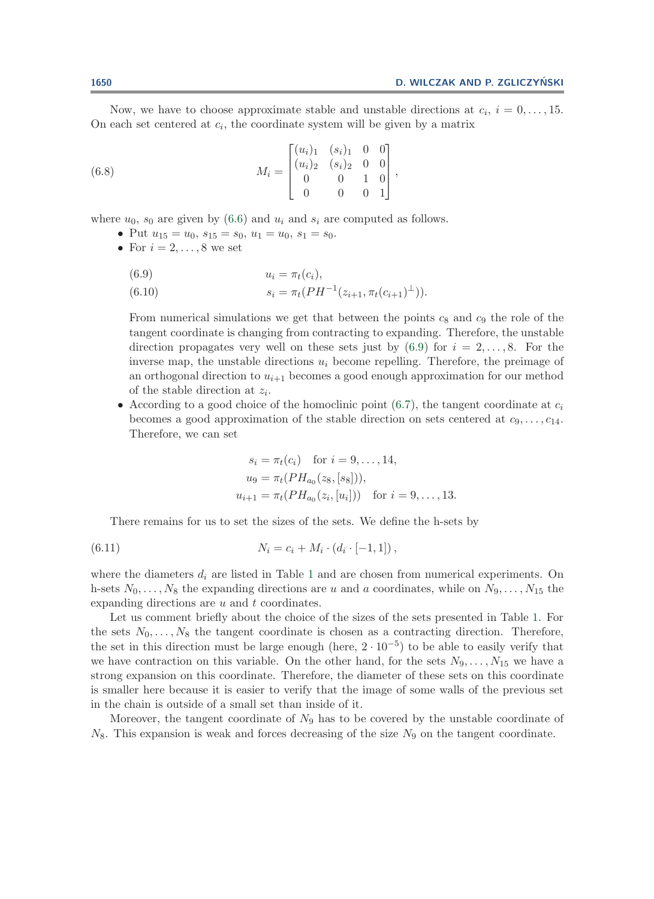Now, we have to choose approximate stable and unstable directions at $c_i$, $i = 0, \ldots, 15$. On each set centered at $c_i$, the coordinate system will be given by a matrix

$$M_i = \begin{bmatrix} (u_i)_1 & (s_i)_1 & 0 & 0 \\ (u_i)_2 & (s_i)_2 & 0 & 0 \\ 0 & 0 & 1 & 0 \\ 0 & 0 & 0 & 1 \end{bmatrix}, \tag{6.8}$$

where $u_0$, $s_0$ are given by (6.6) and $u_i$ and $s_i$ are computed as follows.

- Put $u_{15} = u_0$, $s_{15} = s_0$, $u_1 = u_0$, $s_1 = s_0$.
- For $i = 2, \ldots, 8$ we set

$$u_i = \pi_t(c_i), \tag{6.9}$$

$$s_i = \pi_t(PH^{-1}(z_{i+1}, \pi_t(c_{i+1})^\perp)). \tag{6.10}$$

  From numerical simulations we get that between the points $c_8$ and $c_9$ the role of the tangent coordinate is changing from contracting to expanding. Therefore, the unstable direction propagates very well on these sets just by (6.9) for $i = 2, \ldots, 8$. For the inverse map, the unstable directions $u_i$ become repelling. Therefore, the preimage of an orthogonal direction to $u_{i+1}$ becomes a good enough approximation for our method of the stable direction at $z_i$.
- According to a good choice of the homoclinic point (6.7), the tangent coordinate at $c_i$ becomes a good approximation of the stable direction on sets centered at $c_9, \ldots, c_{14}$. Therefore, we can set

$$\begin{aligned} s_i &= \pi_t(c_i) \quad \text{for } i = 9, \ldots, 14, \\ u_9 &= \pi_t(PH_{a_0}(z_8, [s_8])), \\ u_{i+1} &= \pi_t(PH_{a_0}(z_i, [u_i])) \quad \text{for } i = 9, \ldots, 13. \end{aligned}$$

There remains for us to set the sizes of the sets. We define the h-sets by

$$N_i = c_i + M_i \cdot (d_i \cdot [-1, 1]), \tag{6.11}$$

where the diameters $d_i$ are listed in Table 1 and are chosen from numerical experiments. On h-sets $N_0, \ldots, N_8$ the expanding directions are $u$ and $a$ coordinates, while on $N_9, \ldots, N_{15}$ the expanding directions are $u$ and $t$ coordinates.

Let us comment briefly about the choice of the sizes of the sets presented in Table 1. For the sets $N_0, \ldots, N_8$ the tangent coordinate is chosen as a contracting direction. Therefore, the set in this direction must be large enough (here, $2 \cdot 10^{-5}$) to be able to easily verify that we have contraction on this variable. On the other hand, for the sets $N_9, \ldots, N_{15}$ we have a strong expansion on this coordinate. Therefore, the diameter of these sets on this coordinate is smaller here because it is easier to verify that the image of some walls of the previous set in the chain is outside of a small set than inside of it.

Moreover, the tangent coordinate of $N_9$ has to be covered by the unstable coordinate of $N_8$. This expansion is weak and forces decreasing of the size $N_9$ on the tangent coordinate.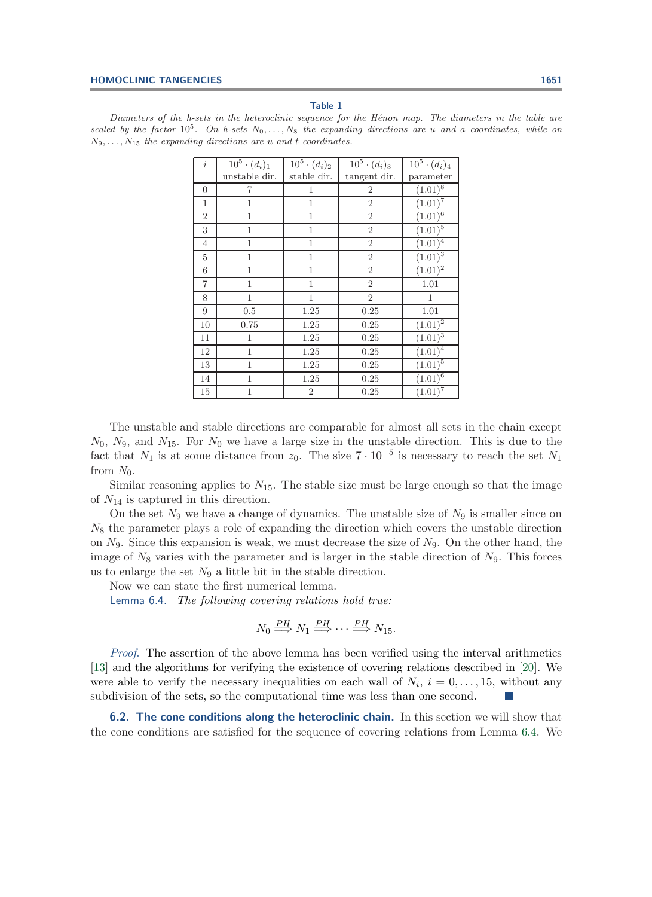**Table 1**

*Diameters of the h-sets in the heteroclinic sequence for the Hénon map. The diameters in the table are scaled by the factor* $10^5$*. On h-sets* $N_0, \ldots, N_8$ *the expanding directions are* $u$ *and* $a$ *coordinates, while on* $N_9, \ldots, N_{15}$ *the expanding directions are* $u$ *and* $t$ *coordinates.*

| $i$ | $10^5 \cdot (d_i)_1$ unstable dir. | $10^5 \cdot (d_i)_2$ stable dir. | $10^5 \cdot (d_i)_3$ tangent dir. | $10^5 \cdot (d_i)_4$ parameter |
|---|---|---|---|---|
| 0 | 7 | 1 | 2 | $(1.01)^8$ |
| 1 | 1 | 1 | 2 | $(1.01)^7$ |
| 2 | 1 | 1 | 2 | $(1.01)^6$ |
| 3 | 1 | 1 | 2 | $(1.01)^5$ |
| 4 | 1 | 1 | 2 | $(1.01)^4$ |
| 5 | 1 | 1 | 2 | $(1.01)^3$ |
| 6 | 1 | 1 | 2 | $(1.01)^2$ |
| 7 | 1 | 1 | 2 | 1.01 |
| 8 | 1 | 1 | 2 | 1 |
| 9 | 0.5 | 1.25 | 0.25 | 1.01 |
| 10 | 0.75 | 1.25 | 0.25 | $(1.01)^2$ |
| 11 | 1 | 1.25 | 0.25 | $(1.01)^3$ |
| 12 | 1 | 1.25 | 0.25 | $(1.01)^4$ |
| 13 | 1 | 1.25 | 0.25 | $(1.01)^5$ |
| 14 | 1 | 1.25 | 0.25 | $(1.01)^6$ |
| 15 | 1 | 2 | 0.25 | $(1.01)^7$ |

The unstable and stable directions are comparable for almost all sets in the chain except $N_0$, $N_9$, and $N_{15}$. For $N_0$ we have a large size in the unstable direction. This is due to the fact that $N_1$ is at some distance from $z_0$. The size $7 \cdot 10^{-5}$ is necessary to reach the set $N_1$ from $N_0$.

Similar reasoning applies to $N_{15}$. The stable size must be large enough so that the image of $N_{14}$ is captured in this direction.

On the set $N_9$ we have a change of dynamics. The unstable size of $N_9$ is smaller since on $N_8$ the parameter plays a role of expanding the direction which covers the unstable direction on $N_9$. Since this expansion is weak, we must decrease the size of $N_9$. On the other hand, the image of $N_8$ varies with the parameter and is larger in the stable direction of $N_9$. This forces us to enlarge the set $N_9$ a little bit in the stable direction.

Now we can state the first numerical lemma.

Lemma 6.4. *The following covering relations hold true:*

$$N_0 \overset{PH}{\Longrightarrow} N_1 \overset{PH}{\Longrightarrow} \cdots \overset{PH}{\Longrightarrow} N_{15}.$$

*Proof.* The assertion of the above lemma has been verified using the interval arithmetics [13] and the algorithms for verifying the existence of covering relations described in [20]. We were able to verify the necessary inequalities on each wall of $N_i$, $i = 0, \ldots, 15$, without any subdivision of the sets, so the computational time was less than one second. ∎

### 6.2. The cone conditions along the heteroclinic chain.

In this section we will show that the cone conditions are satisfied for the sequence of covering relations from Lemma 6.4. We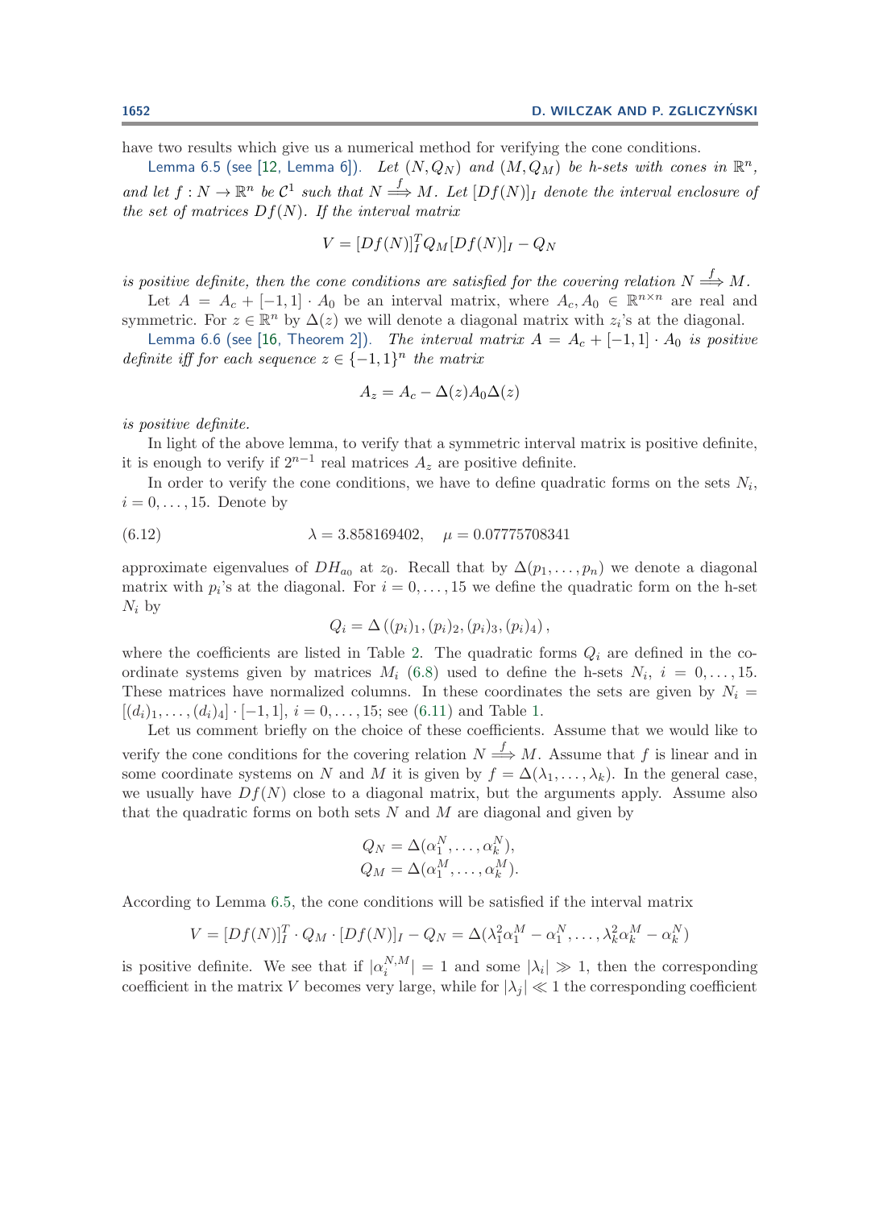have two results which give us a numerical method for verifying the cone conditions.

Lemma 6.5 (see [12, Lemma 6]). *Let $(N, Q_N)$ and $(M, Q_M)$ be h-sets with cones in $\mathbb{R}^n$, and let $f : N \to \mathbb{R}^n$ be $\mathcal{C}^1$ such that $N \overset{f}{\Longrightarrow} M$. Let $[Df(N)]_I$ denote the interval enclosure of the set of matrices $Df(N)$. If the interval matrix*

$$V = [Df(N)]_I^T Q_M [Df(N)]_I - Q_N$$

*is positive definite, then the cone conditions are satisfied for the covering relation $N \overset{f}{\Longrightarrow} M$.*

Let $A = A_c + [-1, 1] \cdot A_0$ be an interval matrix, where $A_c, A_0 \in \mathbb{R}^{n \times n}$ are real and symmetric. For $z \in \mathbb{R}^n$ by $\Delta(z)$ we will denote a diagonal matrix with $z_i$'s at the diagonal.

Lemma 6.6 (see [16, Theorem 2]). *The interval matrix $A = A_c + [-1, 1] \cdot A_0$ is positive definite iff for each sequence $z \in \{-1, 1\}^n$ the matrix*

$$A_z = A_c - \Delta(z) A_0 \Delta(z)$$

*is positive definite.*

In light of the above lemma, to verify that a symmetric interval matrix is positive definite, it is enough to verify if $2^{n-1}$ real matrices $A_z$ are positive definite.

In order to verify the cone conditions, we have to define quadratic forms on the sets $N_i$, $i = 0, \ldots, 15$. Denote by

$$\lambda = 3.858169402, \quad \mu = 0.07775708341 \tag{6.12}$$

approximate eigenvalues of $DH_{a_0}$ at $z_0$. Recall that by $\Delta(p_1, \ldots, p_n)$ we denote a diagonal matrix with $p_i$'s at the diagonal. For $i = 0, \ldots, 15$ we define the quadratic form on the h-set $N_i$ by

$$Q_i = \Delta\left((p_i)_1, (p_i)_2, (p_i)_3, (p_i)_4\right),$$

where the coefficients are listed in Table 2. The quadratic forms $Q_i$ are defined in the coordinate systems given by matrices $M_i$ (6.8) used to define the h-sets $N_i$, $i = 0, \ldots, 15$. These matrices have normalized columns. In these coordinates the sets are given by $N_i = [(d_i)_1, \ldots, (d_i)_4] \cdot [-1, 1]$, $i = 0, \ldots, 15$; see (6.11) and Table 1.

Let us comment briefly on the choice of these coefficients. Assume that we would like to verify the cone conditions for the covering relation $N \overset{f}{\Longrightarrow} M$. Assume that $f$ is linear and in some coordinate systems on $N$ and $M$ it is given by $f = \Delta(\lambda_1, \ldots, \lambda_k)$. In the general case, we usually have $Df(N)$ close to a diagonal matrix, but the arguments apply. Assume also that the quadratic forms on both sets $N$ and $M$ are diagonal and given by

$$Q_N = \Delta(\alpha_1^N, \ldots, \alpha_k^N),$$
$$Q_M = \Delta(\alpha_1^M, \ldots, \alpha_k^M).$$

According to Lemma 6.5, the cone conditions will be satisfied if the interval matrix

$$V = [Df(N)]_I^T \cdot Q_M \cdot [Df(N)]_I - Q_N = \Delta(\lambda_1^2 \alpha_1^M - \alpha_1^N, \ldots, \lambda_k^2 \alpha_k^M - \alpha_k^N)$$

is positive definite. We see that if $|\alpha_i^{N,M}| = 1$ and some $|\lambda_i| \gg 1$, then the corresponding coefficient in the matrix $V$ becomes very large, while for $|\lambda_j| \ll 1$ the corresponding coefficient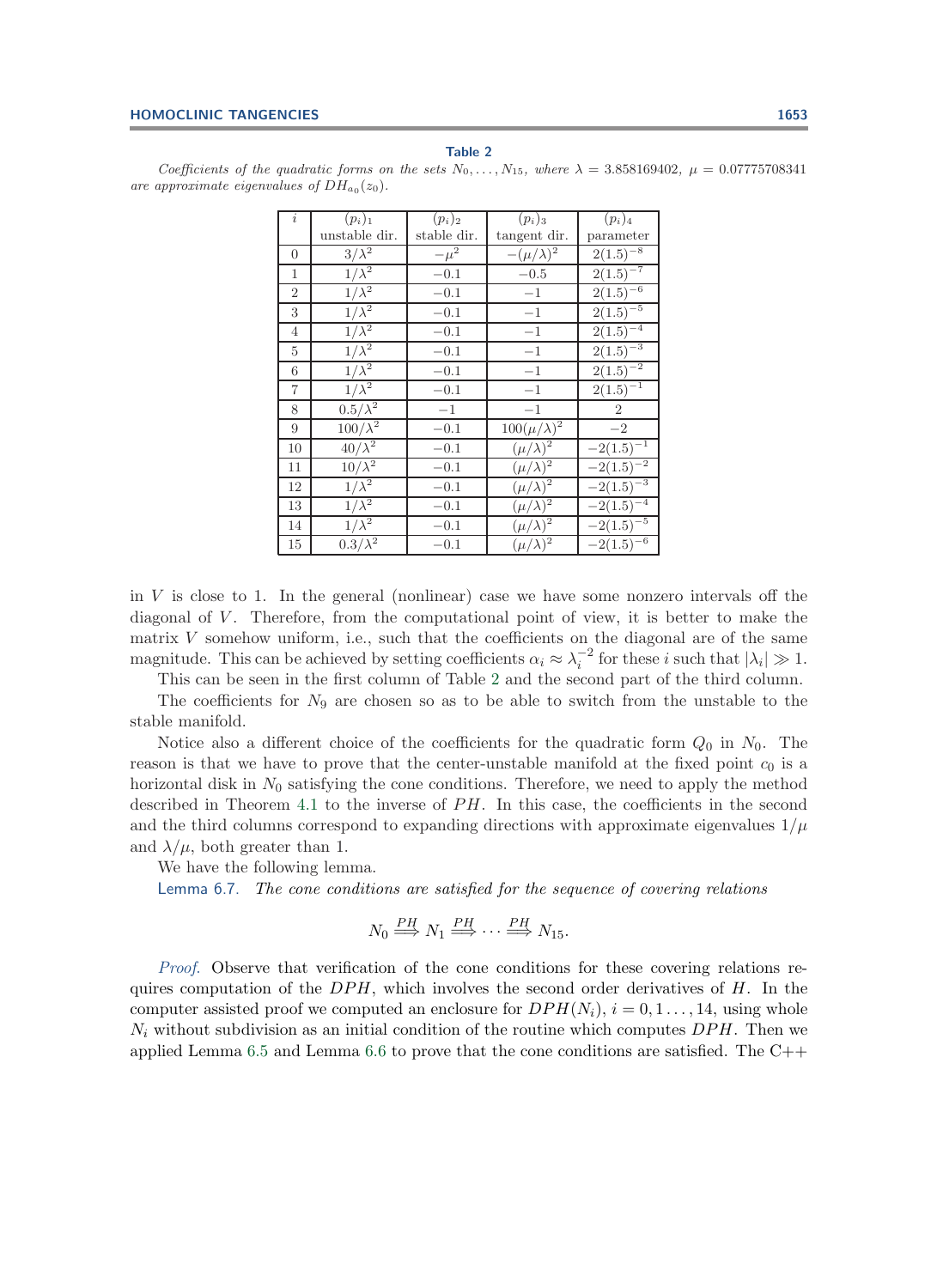**Table 2**

*Coefficients of the quadratic forms on the sets $N_0, \ldots, N_{15}$, where $\lambda = 3.858169402$, $\mu = 0.07775708341$ are approximate eigenvalues of $DH_{a_0}(z_0)$.*

| $i$ | $(p_i)_1$ unstable dir. | $(p_i)_2$ stable dir. | $(p_i)_3$ tangent dir. | $(p_i)_4$ parameter |
|---|---|---|---|---|
| 0 | $3/\lambda^2$ | $-\mu^2$ | $-(\mu/\lambda)^2$ | $2(1.5)^{-8}$ |
| 1 | $1/\lambda^2$ | $-0.1$ | $-0.5$ | $2(1.5)^{-7}$ |
| 2 | $1/\lambda^2$ | $-0.1$ | $-1$ | $2(1.5)^{-6}$ |
| 3 | $1/\lambda^2$ | $-0.1$ | $-1$ | $2(1.5)^{-5}$ |
| 4 | $1/\lambda^2$ | $-0.1$ | $-1$ | $2(1.5)^{-4}$ |
| 5 | $1/\lambda^2$ | $-0.1$ | $-1$ | $2(1.5)^{-3}$ |
| 6 | $1/\lambda^2$ | $-0.1$ | $-1$ | $2(1.5)^{-2}$ |
| 7 | $1/\lambda^2$ | $-0.1$ | $-1$ | $2(1.5)^{-1}$ |
| 8 | $0.5/\lambda^2$ | $-1$ | $-1$ | $2$ |
| 9 | $100/\lambda^2$ | $-0.1$ | $100(\mu/\lambda)^2$ | $-2$ |
| 10 | $40/\lambda^2$ | $-0.1$ | $(\mu/\lambda)^2$ | $-2(1.5)^{-1}$ |
| 11 | $10/\lambda^2$ | $-0.1$ | $(\mu/\lambda)^2$ | $-2(1.5)^{-2}$ |
| 12 | $1/\lambda^2$ | $-0.1$ | $(\mu/\lambda)^2$ | $-2(1.5)^{-3}$ |
| 13 | $1/\lambda^2$ | $-0.1$ | $(\mu/\lambda)^2$ | $-2(1.5)^{-4}$ |
| 14 | $1/\lambda^2$ | $-0.1$ | $(\mu/\lambda)^2$ | $-2(1.5)^{-5}$ |
| 15 | $0.3/\lambda^2$ | $-0.1$ | $(\mu/\lambda)^2$ | $-2(1.5)^{-6}$ |

in $V$ is close to 1. In the general (nonlinear) case we have some nonzero intervals off the diagonal of $V$. Therefore, from the computational point of view, it is better to make the matrix $V$ somehow uniform, i.e., such that the coefficients on the diagonal are of the same magnitude. This can be achieved by setting coefficients $\alpha_i \approx \lambda_i^{-2}$ for these $i$ such that $|\lambda_i| \gg 1$.

This can be seen in the first column of Table 2 and the second part of the third column.

The coefficients for $N_9$ are chosen so as to be able to switch from the unstable to the stable manifold.

Notice also a different choice of the coefficients for the quadratic form $Q_0$ in $N_0$. The reason is that we have to prove that the center-unstable manifold at the fixed point $c_0$ is a horizontal disk in $N_0$ satisfying the cone conditions. Therefore, we need to apply the method described in Theorem 4.1 to the inverse of $PH$. In this case, the coefficients in the second and the third columns correspond to expanding directions with approximate eigenvalues $1/\mu$ and $\lambda/\mu$, both greater than 1.

We have the following lemma.

Lemma 6.7. *The cone conditions are satisfied for the sequence of covering relations*

$$N_0 \overset{PH}{\Longrightarrow} N_1 \overset{PH}{\Longrightarrow} \cdots \overset{PH}{\Longrightarrow} N_{15}.$$

*Proof.* Observe that verification of the cone conditions for these covering relations requires computation of the $DPH$, which involves the second order derivatives of $H$. In the computer assisted proof we computed an enclosure for $DPH(N_i)$, $i = 0, 1 \ldots, 14$, using whole $N_i$ without subdivision as an initial condition of the routine which computes $DPH$. Then we applied Lemma 6.5 and Lemma 6.6 to prove that the cone conditions are satisfied. The C++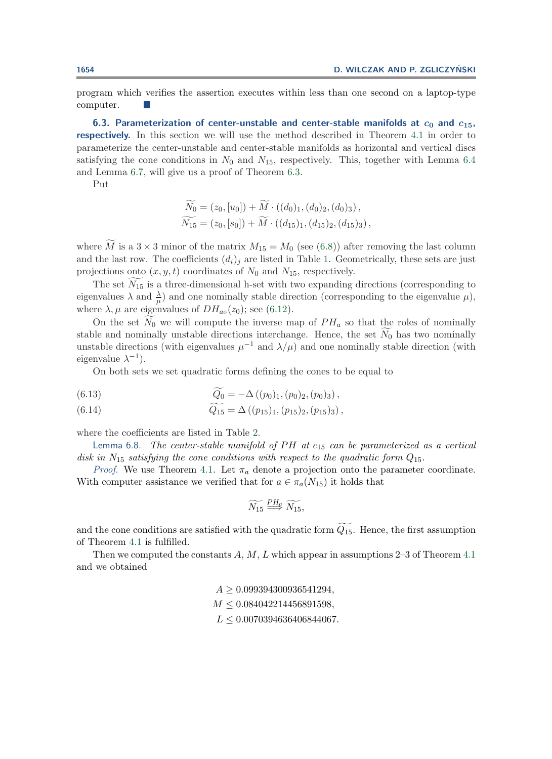program which verifies the assertion executes within less than one second on a laptop-type computer. ∎

### 6.3. Parameterization of center-unstable and center-stable manifolds at $c_0$ and $c_{15}$, respectively.

In this section we will use the method described in Theorem 4.1 in order to parameterize the center-unstable and center-stable manifolds as horizontal and vertical discs satisfying the cone conditions in $N_0$ and $N_{15}$, respectively. This, together with Lemma 6.4 and Lemma 6.7, will give us a proof of Theorem 6.3.

Put

$$\widetilde{N_0} = (z_0, [u_0]) + \widetilde{M} \cdot ((d_0)_1, (d_0)_2, (d_0)_3)\,,$$
$$\widetilde{N_{15}} = (z_0, [s_0]) + \widetilde{M} \cdot ((d_{15})_1, (d_{15})_2, (d_{15})_3)\,,$$

where $\widetilde{M}$ is a $3 \times 3$ minor of the matrix $M_{15} = M_0$ (see (6.8)) after removing the last column and the last row. The coefficients $(d_i)_j$ are listed in Table 1. Geometrically, these sets are just projections onto $(x, y, t)$ coordinates of $N_0$ and $N_{15}$, respectively.

The set $\widetilde{N_{15}}$ is a three-dimensional h-set with two expanding directions (corresponding to eigenvalues $\lambda$ and $\frac{\lambda}{\mu}$) and one nominally stable direction (corresponding to the eigenvalue $\mu$), where $\lambda, \mu$ are eigenvalues of $DH_{a_0}(z_0)$; see (6.12).

On the set $\widetilde{N_0}$ we will compute the inverse map of $PH_a$ so that the roles of nominally stable and nominally unstable directions interchange. Hence, the set $\widetilde{N_0}$ has two nominally unstable directions (with eigenvalues $\mu^{-1}$ and $\lambda/\mu$) and one nominally stable direction (with eigenvalue $\lambda^{-1}$).

On both sets we set quadratic forms defining the cones to be equal to

$$\widetilde{Q_0} = -\Delta\left((p_0)_1, (p_0)_2, (p_0)_3\right), \tag{6.13}$$

$$\widetilde{Q_{15}} = \Delta\left((p_{15})_1, (p_{15})_2, (p_{15})_3\right), \tag{6.14}$$

where the coefficients are listed in Table 2.

Lemma 6.8. *The center-stable manifold of $PH$ at $c_{15}$ can be parameterized as a vertical disk in $N_{15}$ satisfying the cone conditions with respect to the quadratic form $Q_{15}$.*

*Proof.* We use Theorem 4.1. Let $\pi_a$ denote a projection onto the parameter coordinate. With computer assistance we verified that for $a \in \pi_a(N_{15})$ it holds that

$$\widetilde{N_{15}} \overset{PH_a}{\Longrightarrow} \widetilde{N_{15}},$$

and the cone conditions are satisfied with the quadratic form $\widetilde{Q_{15}}$. Hence, the first assumption of Theorem 4.1 is fulfilled.

Then we computed the constants $A$, $M$, $L$ which appear in assumptions 2–3 of Theorem 4.1 and we obtained

$$A \geq 0.099394300936541294,$$
$$M \leq 0.084042214456891598,$$
$$L \leq 0.0070394636406844067.$$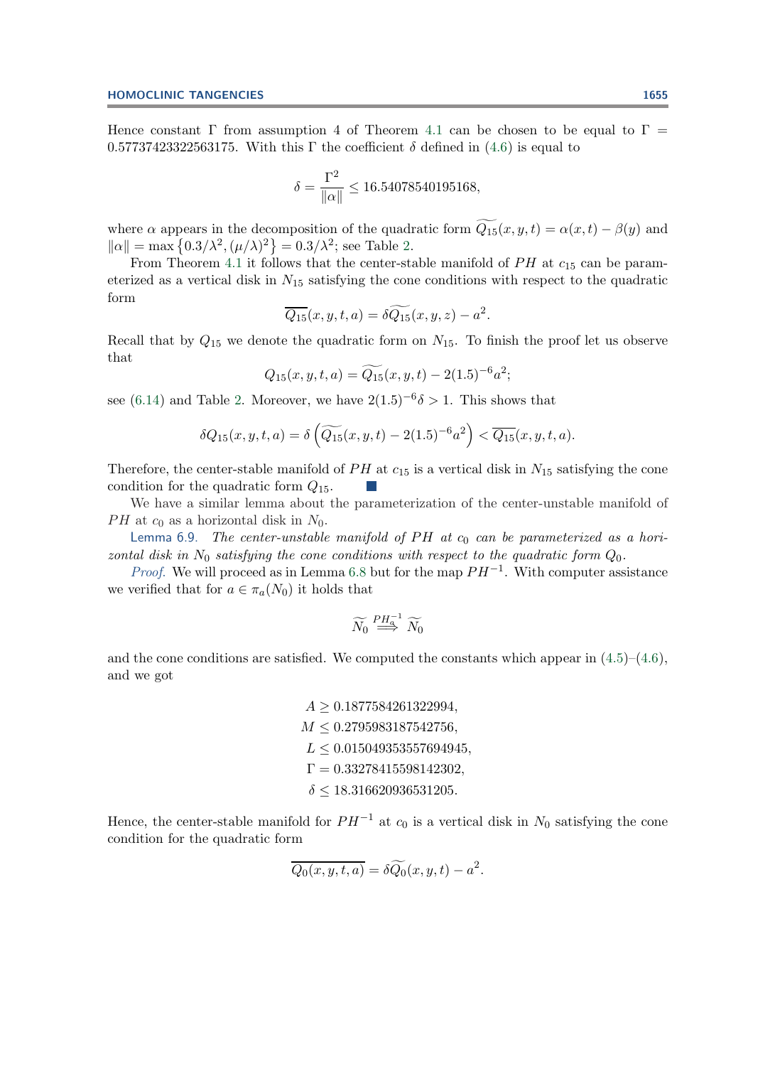Hence constant $\Gamma$ from assumption 4 of Theorem 4.1 can be chosen to be equal to $\Gamma = 0.57737423322563175$. With this $\Gamma$ the coefficient $\delta$ defined in (4.6) is equal to

$$\delta = \frac{\Gamma^2}{\|\alpha\|} \leq 16.54078540195168,$$

where $\alpha$ appears in the decomposition of the quadratic form $\widetilde{Q_{15}}(x, y, t) = \alpha(x, t) - \beta(y)$ and $\|\alpha\| = \max\left\{0.3/\lambda^2, (\mu/\lambda)^2\right\} = 0.3/\lambda^2$; see Table 2.

From Theorem 4.1 it follows that the center-stable manifold of $PH$ at $c_{15}$ can be parameterized as a vertical disk in $N_{15}$ satisfying the cone conditions with respect to the quadratic form

$$\overline{Q_{15}}(x, y, t, a) = \delta\widetilde{Q_{15}}(x, y, z) - a^2.$$

Recall that by $Q_{15}$ we denote the quadratic form on $N_{15}$. To finish the proof let us observe that

$$Q_{15}(x, y, t, a) = \widetilde{Q_{15}}(x, y, t) - 2(1.5)^{-6}a^2;$$

see (6.14) and Table 2. Moreover, we have $2(1.5)^{-6}\delta > 1$. This shows that

$$\delta Q_{15}(x, y, t, a) = \delta\left(\widetilde{Q_{15}}(x, y, t) - 2(1.5)^{-6}a^2\right) < \overline{Q_{15}}(x, y, t, a).$$

Therefore, the center-stable manifold of $PH$ at $c_{15}$ is a vertical disk in $N_{15}$ satisfying the cone condition for the quadratic form $Q_{15}$. ∎

We have a similar lemma about the parameterization of the center-unstable manifold of $PH$ at $c_0$ as a horizontal disk in $N_0$.

Lemma 6.9. *The center-unstable manifold of $PH$ at $c_0$ can be parameterized as a horizontal disk in $N_0$ satisfying the cone conditions with respect to the quadratic form $Q_0$.*

*Proof.* We will proceed as in Lemma 6.8 but for the map $PH^{-1}$. With computer assistance we verified that for $a \in \pi_a(N_0)$ it holds that

$$\widetilde{N_0} \overset{PH_a^{-1}}{\Longrightarrow} \widetilde{N_0}$$

and the cone conditions are satisfied. We computed the constants which appear in (4.5)–(4.6), and we got

$$\begin{aligned}
A &\geq 0.1877584261322994,\\
M &\leq 0.2795983187542756,\\
L &\leq 0.015049353557694945,\\
\Gamma &= 0.33278415598142302,\\
\delta &\leq 18.316620936531205.
\end{aligned}$$

Hence, the center-stable manifold for $PH^{-1}$ at $c_0$ is a vertical disk in $N_0$ satisfying the cone condition for the quadratic form

$$\overline{Q_0(x, y, t, a)} = \delta\widetilde{Q_0}(x, y, t) - a^2.$$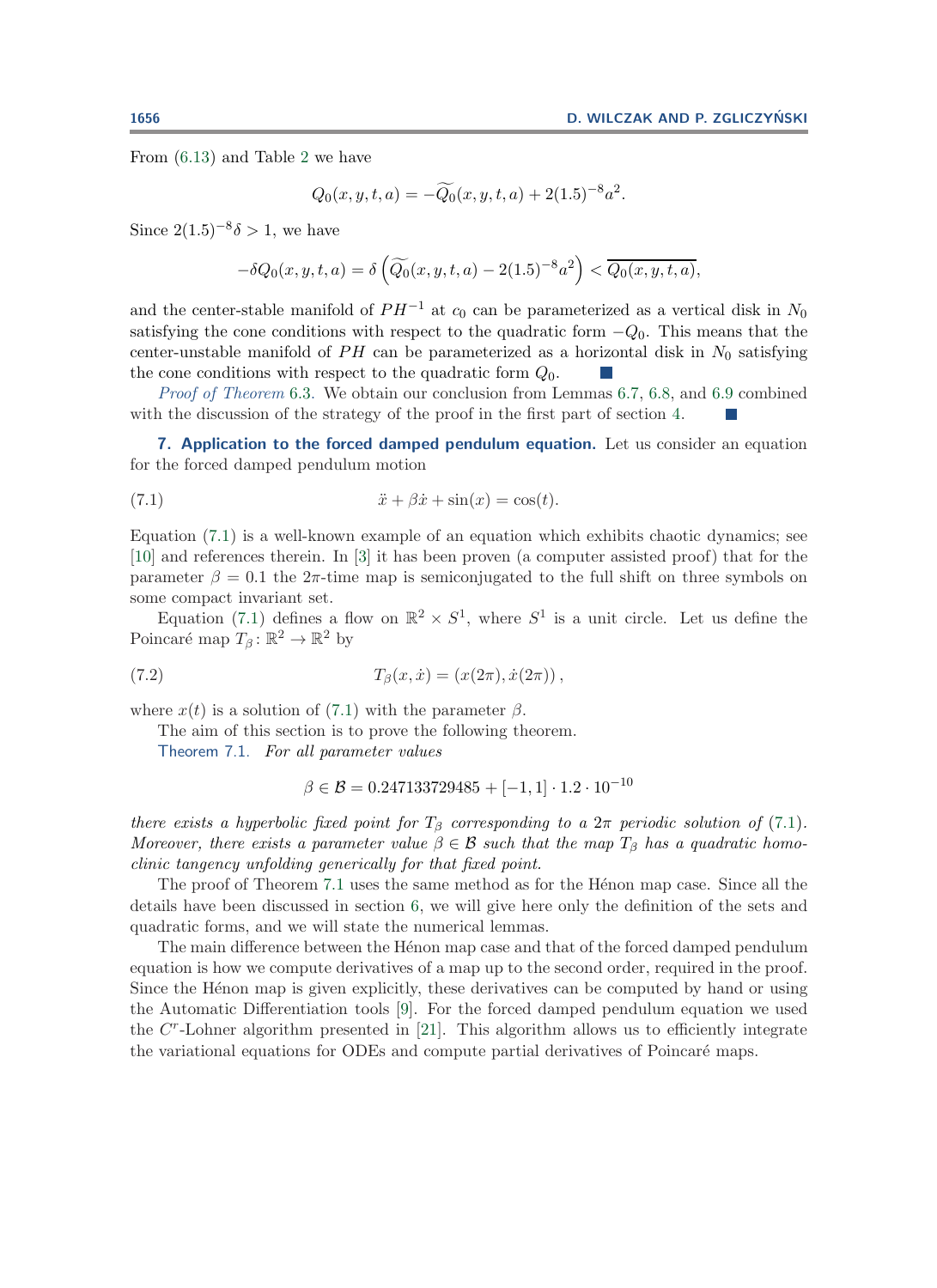From (6.13) and Table 2 we have

$$Q_0(x, y, t, a) = -\widetilde{Q_0}(x, y, t, a) + 2(1.5)^{-8}a^2.$$

Since $2(1.5)^{-8}\delta > 1$, we have

$$-\delta Q_0(x, y, t, a) = \delta\left(\widetilde{Q_0}(x, y, t, a) - 2(1.5)^{-8}a^2\right) < \overline{Q_0(x, y, t, a)},$$

and the center-stable manifold of $PH^{-1}$ at $c_0$ can be parameterized as a vertical disk in $N_0$ satisfying the cone conditions with respect to the quadratic form $-Q_0$. This means that the center-unstable manifold of $PH$ can be parameterized as a horizontal disk in $N_0$ satisfying the cone conditions with respect to the quadratic form $Q_0$. ∎

*Proof of Theorem* 6.3. We obtain our conclusion from Lemmas 6.7, 6.8, and 6.9 combined with the discussion of the strategy of the proof in the first part of section 4. ∎

## 7. Application to the forced damped pendulum equation.

Let us consider an equation for the forced damped pendulum motion

$$\ddot{x} + \beta\dot{x} + \sin(x) = \cos(t). \tag{7.1}$$

Equation (7.1) is a well-known example of an equation which exhibits chaotic dynamics; see [10] and references therein. In [3] it has been proven (a computer assisted proof) that for the parameter $\beta = 0.1$ the $2\pi$-time map is semiconjugated to the full shift on three symbols on some compact invariant set.

Equation (7.1) defines a flow on $\mathbb{R}^2 \times S^1$, where $S^1$ is a unit circle. Let us define the Poincaré map $T_\beta\colon \mathbb{R}^2 \to \mathbb{R}^2$ by

$$T_\beta(x, \dot{x}) = (x(2\pi), \dot{x}(2\pi))\,, \tag{7.2}$$

where $x(t)$ is a solution of (7.1) with the parameter $\beta$.

The aim of this section is to prove the following theorem.

Theorem 7.1. *For all parameter values*

$$\beta \in \mathcal{B} = 0.247133729485 + [-1, 1] \cdot 1.2 \cdot 10^{-10}$$

*there exists a hyperbolic fixed point for $T_\beta$ corresponding to a $2\pi$ periodic solution of (7.1). Moreover, there exists a parameter value $\beta \in \mathcal{B}$ such that the map $T_\beta$ has a quadratic homoclinic tangency unfolding generically for that fixed point.*

The proof of Theorem 7.1 uses the same method as for the Hénon map case. Since all the details have been discussed in section 6, we will give here only the definition of the sets and quadratic forms, and we will state the numerical lemmas.

The main difference between the Hénon map case and that of the forced damped pendulum equation is how we compute derivatives of a map up to the second order, required in the proof. Since the Hénon map is given explicitly, these derivatives can be computed by hand or using the Automatic Differentiation tools [9]. For the forced damped pendulum equation we used the $C^r$-Lohner algorithm presented in [21]. This algorithm allows us to efficiently integrate the variational equations for ODEs and compute partial derivatives of Poincaré maps.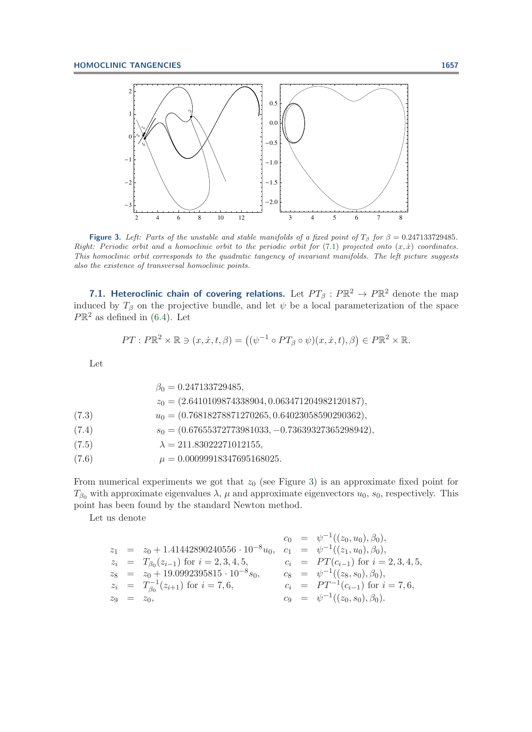**Figure 3.** *Left: Parts of the unstable and stable manifolds of a fixed point of $T_\beta$ for $\beta = 0.247133729485$. Right: Periodic orbit and a homoclinic orbit to the periodic orbit for (7.1) projected onto $(x, \dot{x})$ coordinates. This homoclinic orbit corresponds to the quadratic tangency of invariant manifolds. The left picture suggests also the existence of transversal homoclinic points.*

## 7.1. Heteroclinic chain of covering relations.

Let $PT_\beta : P\mathbb{R}^2 \to P\mathbb{R}^2$ denote the map induced by $T_\beta$ on the projective bundle, and let $\psi$ be a local parameterization of the space $P\mathbb{R}^2$ as defined in (6.4). Let

$$PT : P\mathbb{R}^2 \times \mathbb{R} \ni (x, \dot{x}, t, \beta) = \left((\psi^{-1} \circ PT_\beta \circ \psi)(x, \dot{x}, t), \beta\right) \in P\mathbb{R}^2 \times \mathbb{R}.$$

Let

$$\beta_0 = 0.247133729485,$$

$$z_0 = (2.6410109874338904, 0.063471204982120187),$$

$$u_0 = (0.76818278871270265, 0.64023058590290362), \tag{7.3}$$

$$s_0 = (0.67655372773981033, -0.73639327365298942), \tag{7.4}$$

$$\lambda = 211.83022271012155, \tag{7.5}$$

$$\mu = 0.00099918347695168025. \tag{7.6}$$

From numerical experiments we got that $z_0$ (see Figure 3) is an approximate fixed point for $T_{\beta_0}$ with approximate eigenvalues $\lambda$, $\mu$ and approximate eigenvectors $u_0$, $s_0$, respectively. This point has been found by the standard Newton method.

Let us denote

$$
\begin{array}{rclrcl}
 & & & c_0 & = & \psi^{-1}((z_0, u_0), \beta_0), \\
z_1 & = & z_0 + 1.41442890240556 \cdot 10^{-8} u_0, & c_1 & = & \psi^{-1}((z_1, u_0), \beta_0), \\
z_i & = & T_{\beta_0}(z_{i-1}) \text{ for } i = 2, 3, 4, 5, & c_i & = & PT(c_{i-1}) \text{ for } i = 2, 3, 4, 5, \\
z_8 & = & z_0 + 19.0992395815 \cdot 10^{-8} s_0, & c_8 & = & \psi^{-1}((z_8, s_0), \beta_0), \\
z_i & = & T_{\beta_0}^{-1}(z_{i+1}) \text{ for } i = 7, 6, & c_i & = & PT^{-1}(c_{i-1}) \text{ for } i = 7, 6, \\
z_9 & = & z_0, & c_9 & = & \psi^{-1}((z_0, s_0), \beta_0).
\end{array}
$$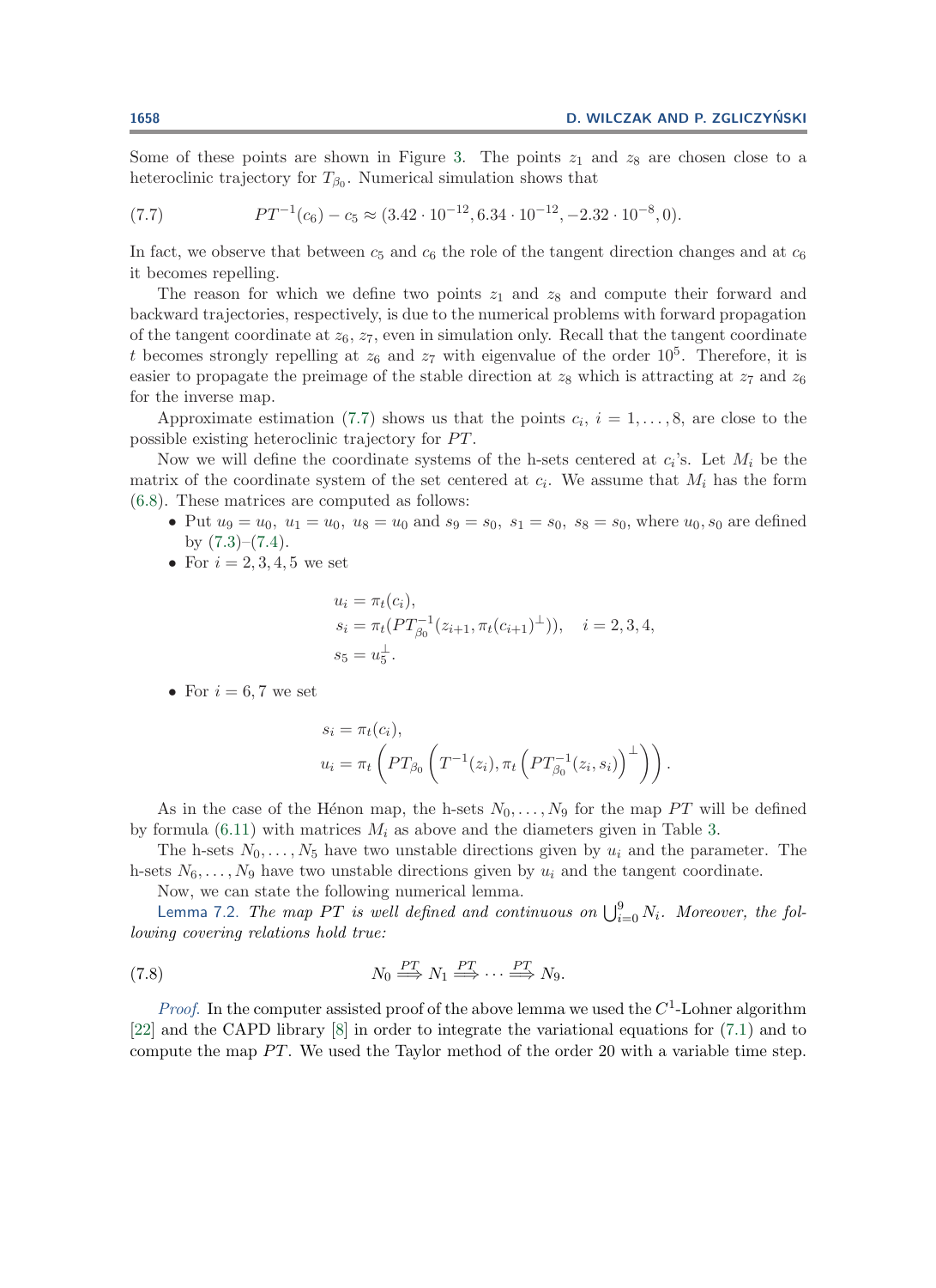Some of these points are shown in Figure 3. The points $z_1$ and $z_8$ are chosen close to a heteroclinic trajectory for $T_{\beta_0}$. Numerical simulation shows that

$$PT^{-1}(c_6) - c_5 \approx (3.42 \cdot 10^{-12}, 6.34 \cdot 10^{-12}, -2.32 \cdot 10^{-8}, 0). \tag{7.7}$$

In fact, we observe that between $c_5$ and $c_6$ the role of the tangent direction changes and at $c_6$ it becomes repelling.

The reason for which we define two points $z_1$ and $z_8$ and compute their forward and backward trajectories, respectively, is due to the numerical problems with forward propagation of the tangent coordinate at $z_6$, $z_7$, even in simulation only. Recall that the tangent coordinate $t$ becomes strongly repelling at $z_6$ and $z_7$ with eigenvalue of the order $10^5$. Therefore, it is easier to propagate the preimage of the stable direction at $z_8$ which is attracting at $z_7$ and $z_6$ for the inverse map.

Approximate estimation (7.7) shows us that the points $c_i$, $i = 1, \ldots, 8$, are close to the possible existing heteroclinic trajectory for $PT$.

Now we will define the coordinate systems of the h-sets centered at $c_i$'s. Let $M_i$ be the matrix of the coordinate system of the set centered at $c_i$. We assume that $M_i$ has the form (6.8). These matrices are computed as follows:

- Put $u_9 = u_0$, $u_1 = u_0$, $u_8 = u_0$ and $s_9 = s_0$, $s_1 = s_0$, $s_8 = s_0$, where $u_0, s_0$ are defined by (7.3)–(7.4).
- For $i = 2, 3, 4, 5$ we set

$$\begin{aligned} u_i &= \pi_t(c_i),\\ s_i &= \pi_t(PT^{-1}_{\beta_0}(z_{i+1}, \pi_t(c_{i+1})^{\perp})), \quad i = 2, 3, 4,\\ s_5 &= u_5^{\perp}. \end{aligned}$$

- For $i = 6, 7$ we set

$$\begin{aligned} s_i &= \pi_t(c_i),\\ u_i &= \pi_t\left(PT_{\beta_0}\left(T^{-1}(z_i), \pi_t\left(PT^{-1}_{\beta_0}(z_i, s_i)\right)^{\perp}\right)\right). \end{aligned}$$

As in the case of the Hénon map, the h-sets $N_0, \ldots, N_9$ for the map $PT$ will be defined by formula (6.11) with matrices $M_i$ as above and the diameters given in Table 3.

The h-sets $N_0, \ldots, N_5$ have two unstable directions given by $u_i$ and the parameter. The h-sets $N_6, \ldots, N_9$ have two unstable directions given by $u_i$ and the tangent coordinate.

Now, we can state the following numerical lemma.

Lemma 7.2. *The map $PT$ is well defined and continuous on $\bigcup_{i=0}^{9} N_i$. Moreover, the following covering relations hold true:*

$$N_0 \overset{PT}{\Longrightarrow} N_1 \overset{PT}{\Longrightarrow} \cdots \overset{PT}{\Longrightarrow} N_9. \tag{7.8}$$

*Proof.* In the computer assisted proof of the above lemma we used the $C^1$-Lohner algorithm [22] and the CAPD library [8] in order to integrate the variational equations for (7.1) and to compute the map $PT$. We used the Taylor method of the order 20 with a variable time step.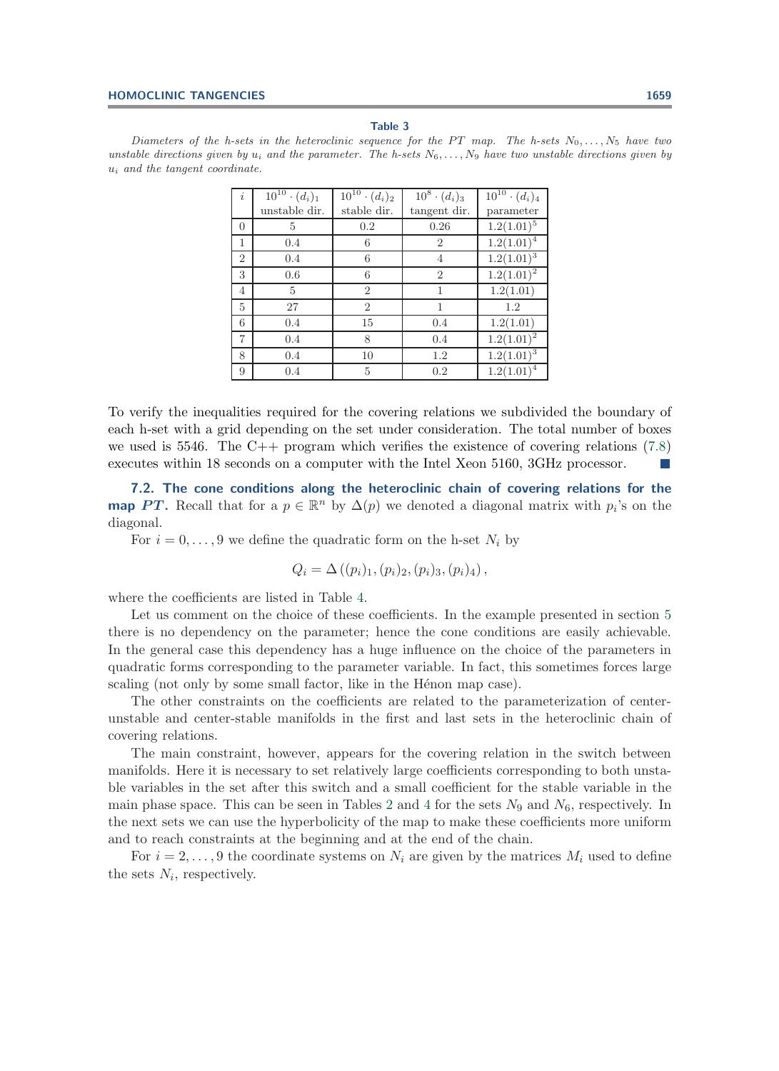**Table 3**

*Diameters of the h-sets in the heteroclinic sequence for the PT map. The h-sets $N_0,\ldots,N_5$ have two unstable directions given by $u_i$ and the parameter. The h-sets $N_6,\ldots,N_9$ have two unstable directions given by $u_i$ and the tangent coordinate.*

| $i$ | $10^{10}\cdot(d_i)_1$ unstable dir. | $10^{10}\cdot(d_i)_2$ stable dir. | $10^{8}\cdot(d_i)_3$ tangent dir. | $10^{10}\cdot(d_i)_4$ parameter |
|---|---|---|---|---|
| 0 | 5 | 0.2 | 0.26 | $1.2(1.01)^5$ |
| 1 | 0.4 | 6 | 2 | $1.2(1.01)^4$ |
| 2 | 0.4 | 6 | 4 | $1.2(1.01)^3$ |
| 3 | 0.6 | 6 | 2 | $1.2(1.01)^2$ |
| 4 | 5 | 2 | 1 | $1.2(1.01)$ |
| 5 | 27 | 2 | 1 | $1.2$ |
| 6 | 0.4 | 15 | 0.4 | $1.2(1.01)$ |
| 7 | 0.4 | 8 | 0.4 | $1.2(1.01)^2$ |
| 8 | 0.4 | 10 | 1.2 | $1.2(1.01)^3$ |
| 9 | 0.4 | 5 | 0.2 | $1.2(1.01)^4$ |

To verify the inequalities required for the covering relations we subdivided the boundary of each h-set with a grid depending on the set under consideration. The total number of boxes we used is 5546. The C++ program which verifies the existence of covering relations (7.8) executes within 18 seconds on a computer with the Intel Xeon 5160, 3GHz processor. ∎

### 7.2. The cone conditions along the heteroclinic chain of covering relations for the map *PT*.

Recall that for a $p\in\mathbb{R}^n$ by $\Delta(p)$ we denoted a diagonal matrix with $p_i$'s on the diagonal.

For $i=0,\ldots,9$ we define the quadratic form on the h-set $N_i$ by

$$Q_i=\Delta\left((p_i)_1,(p_i)_2,(p_i)_3,(p_i)_4\right),$$

where the coefficients are listed in Table 4.

Let us comment on the choice of these coefficients. In the example presented in section 5 there is no dependency on the parameter; hence the cone conditions are easily achievable. In the general case this dependency has a huge influence on the choice of the parameters in quadratic forms corresponding to the parameter variable. In fact, this sometimes forces large scaling (not only by some small factor, like in the Hénon map case).

The other constraints on the coefficients are related to the parameterization of center-unstable and center-stable manifolds in the first and last sets in the heteroclinic chain of covering relations.

The main constraint, however, appears for the covering relation in the switch between manifolds. Here it is necessary to set relatively large coefficients corresponding to both unstable variables in the set after this switch and a small coefficient for the stable variable in the main phase space. This can be seen in Tables 2 and 4 for the sets $N_9$ and $N_6$, respectively. In the next sets we can use the hyperbolicity of the map to make these coefficients more uniform and to reach constraints at the beginning and at the end of the chain.

For $i=2,\ldots,9$ the coordinate systems on $N_i$ are given by the matrices $M_i$ used to define the sets $N_i$, respectively.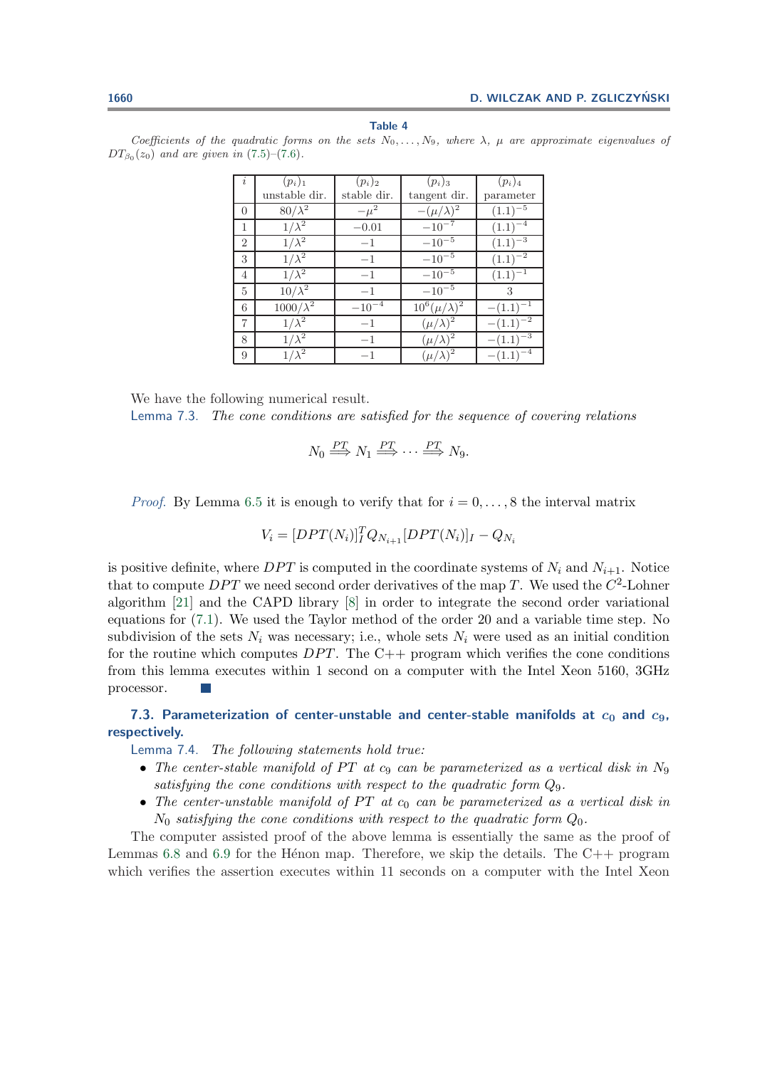**Table 4**

*Coefficients of the quadratic forms on the sets $N_0,\ldots,N_9$, where $\lambda$, $\mu$ are approximate eigenvalues of $DT_{\beta_0}(z_0)$ and are given in (7.5)–(7.6).*

| $i$ | $(p_i)_1$ unstable dir. | $(p_i)_2$ stable dir. | $(p_i)_3$ tangent dir. | $(p_i)_4$ parameter |
|---|---|---|---|---|
| 0 | $80/\lambda^2$ | $-\mu^2$ | $-(\mu/\lambda)^2$ | $(1.1)^{-5}$ |
| 1 | $1/\lambda^2$ | $-0.01$ | $-10^{-7}$ | $(1.1)^{-4}$ |
| 2 | $1/\lambda^2$ | $-1$ | $-10^{-5}$ | $(1.1)^{-3}$ |
| 3 | $1/\lambda^2$ | $-1$ | $-10^{-5}$ | $(1.1)^{-2}$ |
| 4 | $1/\lambda^2$ | $-1$ | $-10^{-5}$ | $(1.1)^{-1}$ |
| 5 | $10/\lambda^2$ | $-1$ | $-10^{-5}$ | $3$ |
| 6 | $1000/\lambda^2$ | $-10^{-4}$ | $10^6(\mu/\lambda)^2$ | $-(1.1)^{-1}$ |
| 7 | $1/\lambda^2$ | $-1$ | $(\mu/\lambda)^2$ | $-(1.1)^{-2}$ |
| 8 | $1/\lambda^2$ | $-1$ | $(\mu/\lambda)^2$ | $-(1.1)^{-3}$ |
| 9 | $1/\lambda^2$ | $-1$ | $(\mu/\lambda)^2$ | $-(1.1)^{-4}$ |

We have the following numerical result.

Lemma 7.3. *The cone conditions are satisfied for the sequence of covering relations*

$$N_0 \overset{PT}{\Longrightarrow} N_1 \overset{PT}{\Longrightarrow} \cdots \overset{PT}{\Longrightarrow} N_9.$$

*Proof.* By Lemma 6.5 it is enough to verify that for $i = 0,\ldots,8$ the interval matrix

$$V_i = [DPT(N_i)]_I^T Q_{N_{i+1}} [DPT(N_i)]_I - Q_{N_i}$$

is positive definite, where $DPT$ is computed in the coordinate systems of $N_i$ and $N_{i+1}$. Notice that to compute $DPT$ we need second order derivatives of the map $T$. We used the $C^2$-Lohner algorithm [21] and the CAPD library [8] in order to integrate the second order variational equations for (7.1). We used the Taylor method of the order 20 and a variable time step. No subdivision of the sets $N_i$ was necessary; i.e., whole sets $N_i$ were used as an initial condition for the routine which computes $DPT$. The C++ program which verifies the cone conditions from this lemma executes within 1 second on a computer with the Intel Xeon 5160, 3GHz processor. ∎

### 7.3. Parameterization of center-unstable and center-stable manifolds at $c_0$ and $c_9$, respectively.

Lemma 7.4. *The following statements hold true:*

- *The center-stable manifold of $PT$ at $c_9$ can be parameterized as a vertical disk in $N_9$ satisfying the cone conditions with respect to the quadratic form $Q_9$.*
- *The center-unstable manifold of $PT$ at $c_0$ can be parameterized as a vertical disk in $N_0$ satisfying the cone conditions with respect to the quadratic form $Q_0$.*

The computer assisted proof of the above lemma is essentially the same as the proof of Lemmas 6.8 and 6.9 for the Hénon map. Therefore, we skip the details. The C++ program which verifies the assertion executes within 11 seconds on a computer with the Intel Xeon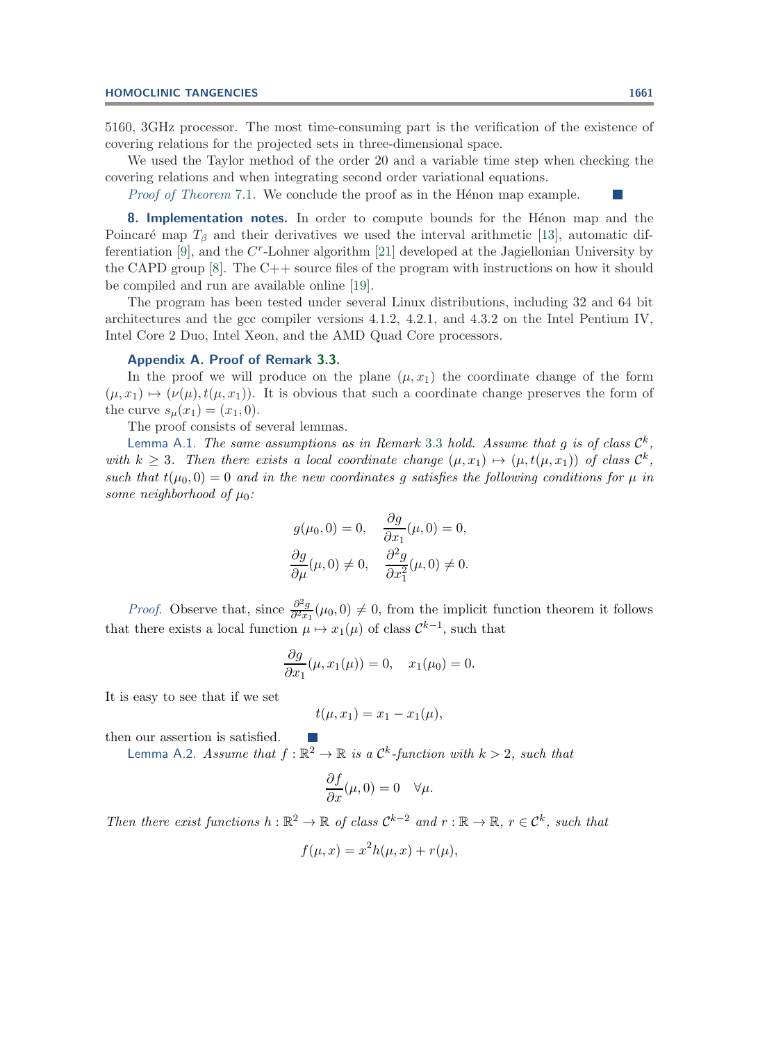5160, 3GHz processor. The most time-consuming part is the verification of the existence of covering relations for the projected sets in three-dimensional space.

We used the Taylor method of the order 20 and a variable time step when checking the covering relations and when integrating second order variational equations.

*Proof of Theorem* 7.1. We conclude the proof as in the Hénon map example. ■

## 8. Implementation notes.

In order to compute bounds for the Hénon map and the Poincaré map $T_\beta$ and their derivatives we used the interval arithmetic [13], automatic differentiation [9], and the $C^r$-Lohner algorithm [21] developed at the Jagiellonian University by the CAPD group [8]. The C++ source files of the program with instructions on how it should be compiled and run are available online [19].

The program has been tested under several Linux distributions, including 32 and 64 bit architectures and the gcc compiler versions 4.1.2, 4.2.1, and 4.3.2 on the Intel Pentium IV, Intel Core 2 Duo, Intel Xeon, and the AMD Quad Core processors.

## Appendix A. Proof of Remark 3.3.

In the proof we will produce on the plane $(\mu, x_1)$ the coordinate change of the form $(\mu, x_1) \mapsto (\nu(\mu), t(\mu, x_1))$. It is obvious that such a coordinate change preserves the form of the curve $s_\mu(x_1) = (x_1, 0)$.

The proof consists of several lemmas.

Lemma A.1. *The same assumptions as in Remark 3.3 hold. Assume that $g$ is of class $\mathcal{C}^k$, with $k \geq 3$. Then there exists a local coordinate change $(\mu, x_1) \mapsto (\mu, t(\mu, x_1))$ of class $\mathcal{C}^k$, such that $t(\mu_0, 0) = 0$ and in the new coordinates $g$ satisfies the following conditions for $\mu$ in some neighborhood of $\mu_0$:*

$$g(\mu_0, 0) = 0, \quad \frac{\partial g}{\partial x_1}(\mu, 0) = 0,$$
$$\frac{\partial g}{\partial \mu}(\mu, 0) \neq 0, \quad \frac{\partial^2 g}{\partial x_1^2}(\mu, 0) \neq 0.$$

*Proof.* Observe that, since $\frac{\partial^2 g}{\partial^2 x_1}(\mu_0, 0) \neq 0$, from the implicit function theorem it follows that there exists a local function $\mu \mapsto x_1(\mu)$ of class $\mathcal{C}^{k-1}$, such that

$$\frac{\partial g}{\partial x_1}(\mu, x_1(\mu)) = 0, \quad x_1(\mu_0) = 0.$$

It is easy to see that if we set

$$t(\mu, x_1) = x_1 - x_1(\mu),$$

then our assertion is satisfied. ■

Lemma A.2. *Assume that $f : \mathbb{R}^2 \to \mathbb{R}$ is a $\mathcal{C}^k$-function with $k > 2$, such that*

$$\frac{\partial f}{\partial x}(\mu, 0) = 0 \quad \forall \mu.$$

*Then there exist functions $h : \mathbb{R}^2 \to \mathbb{R}$ of class $\mathcal{C}^{k-2}$ and $r : \mathbb{R} \to \mathbb{R}$, $r \in \mathcal{C}^k$, such that*

$$f(\mu, x) = x^2 h(\mu, x) + r(\mu),$$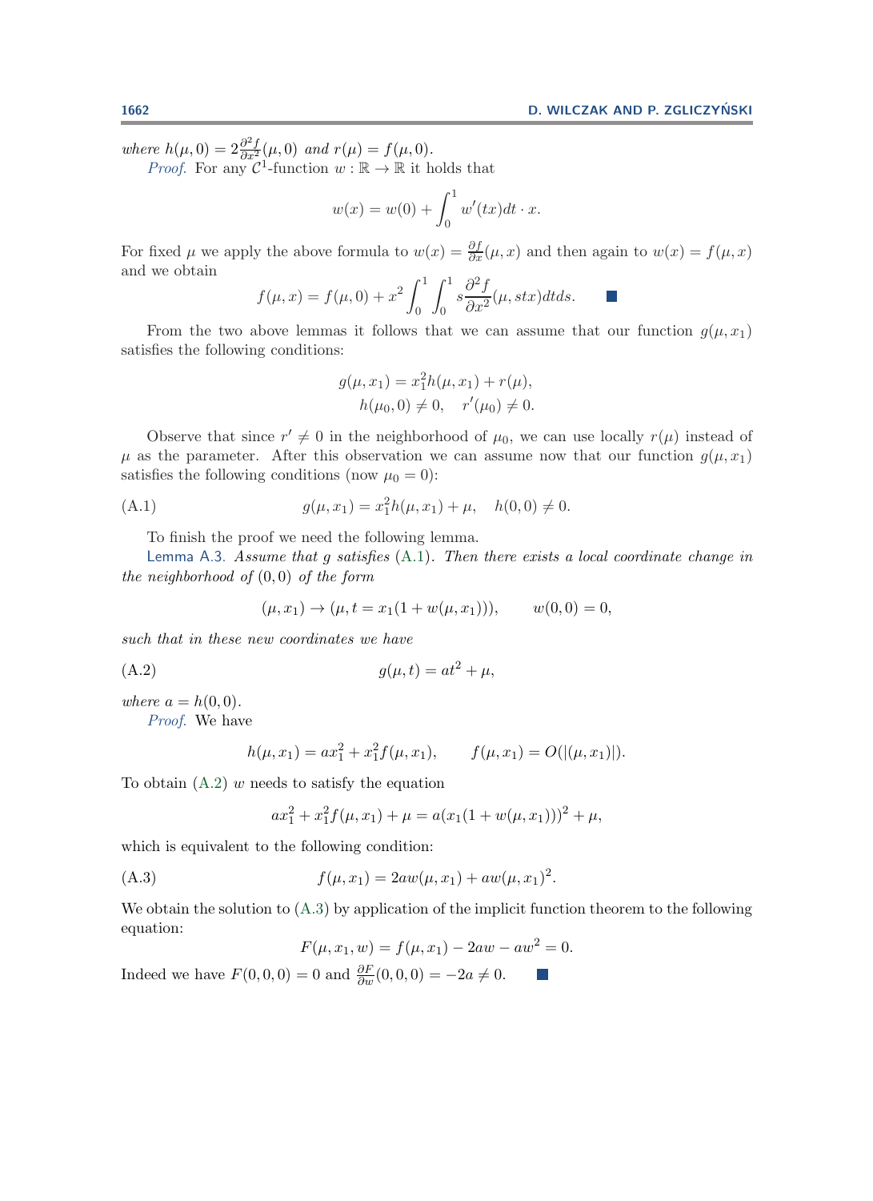*where* $h(\mu, 0) = 2\frac{\partial^2 f}{\partial x^2}(\mu, 0)$ *and* $r(\mu) = f(\mu, 0)$.

*Proof.* For any $\mathcal{C}^1$-function $w : \mathbb{R} \to \mathbb{R}$ it holds that

$$w(x) = w(0) + \int_0^1 w'(tx)dt \cdot x.$$

For fixed $\mu$ we apply the above formula to $w(x) = \frac{\partial f}{\partial x}(\mu, x)$ and then again to $w(x) = f(\mu, x)$ and we obtain

$$f(\mu, x) = f(\mu, 0) + x^2 \int_0^1 \int_0^1 s \frac{\partial^2 f}{\partial x^2}(\mu, stx)dtds. \qquad \blacksquare$$

From the two above lemmas it follows that we can assume that our function $g(\mu, x_1)$ satisfies the following conditions:

$$g(\mu, x_1) = x_1^2 h(\mu, x_1) + r(\mu),$$
$$h(\mu_0, 0) \neq 0, \quad r'(\mu_0) \neq 0.$$

Observe that since $r' \neq 0$ in the neighborhood of $\mu_0$, we can use locally $r(\mu)$ instead of $\mu$ as the parameter. After this observation we can assume now that our function $g(\mu, x_1)$ satisfies the following conditions (now $\mu_0 = 0$):

$$g(\mu, x_1) = x_1^2 h(\mu, x_1) + \mu, \quad h(0, 0) \neq 0. \tag{A.1}$$

To finish the proof we need the following lemma.

Lemma A.3. *Assume that* $g$ *satisfies* (A.1). *Then there exists a local coordinate change in the neighborhood of* $(0, 0)$ *of the form*

$$(\mu, x_1) \to (\mu, t = x_1(1 + w(\mu, x_1))), \qquad w(0, 0) = 0,$$

*such that in these new coordinates we have*

$$g(\mu, t) = at^2 + \mu, \tag{A.2}$$

*where* $a = h(0, 0)$.

*Proof.* We have

$$h(\mu, x_1) = ax_1^2 + x_1^2 f(\mu, x_1), \qquad f(\mu, x_1) = O(|(\mu, x_1)|).$$

To obtain (A.2) $w$ needs to satisfy the equation

$$ax_1^2 + x_1^2 f(\mu, x_1) + \mu = a(x_1(1 + w(\mu, x_1)))^2 + \mu,$$

which is equivalent to the following condition:

$$f(\mu, x_1) = 2aw(\mu, x_1) + aw(\mu, x_1)^2. \tag{A.3}$$

We obtain the solution to (A.3) by application of the implicit function theorem to the following equation:

$$F(\mu, x_1, w) = f(\mu, x_1) - 2aw - aw^2 = 0.$$

Indeed we have $F(0, 0, 0) = 0$ and $\frac{\partial F}{\partial w}(0, 0, 0) = -2a \neq 0$. $\blacksquare$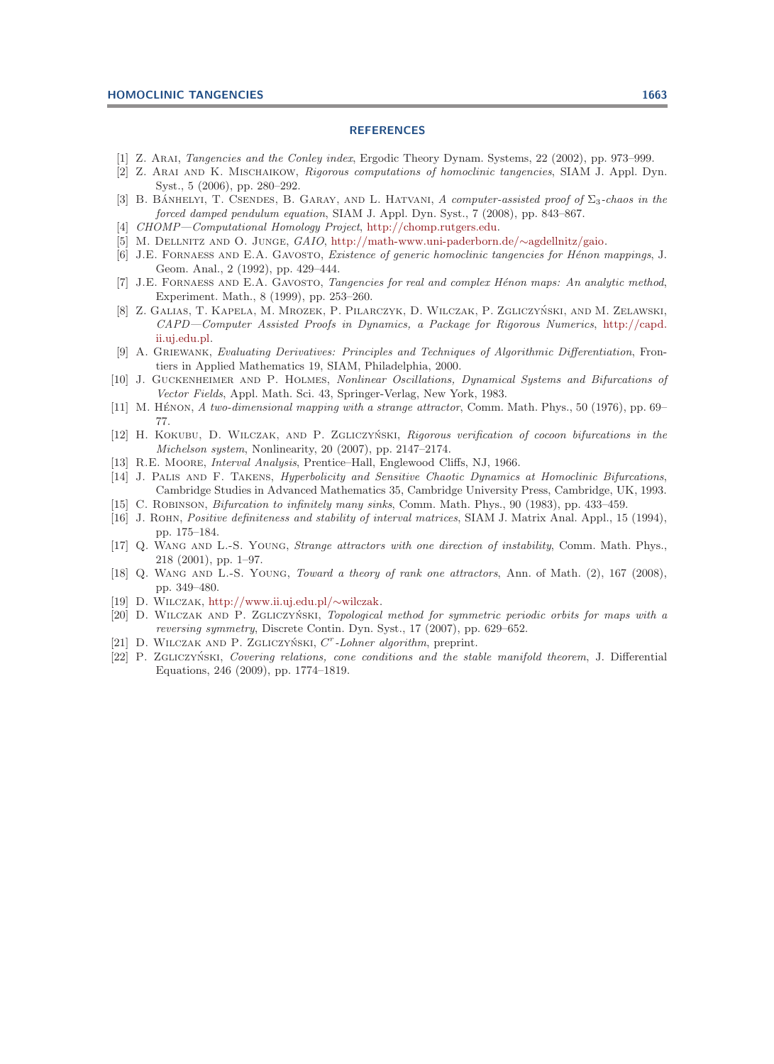## REFERENCES

[1] Z. Arai, *Tangencies and the Conley index*, Ergodic Theory Dynam. Systems, 22 (2002), pp. 973–999.

[2] Z. Arai and K. Mischaikow, *Rigorous computations of homoclinic tangencies*, SIAM J. Appl. Dyn. Syst., 5 (2006), pp. 280–292.

[3] B. Bánhelyi, T. Csendes, B. Garay, and L. Hatvani, *A computer-assisted proof of $\Sigma_3$-chaos in the forced damped pendulum equation*, SIAM J. Appl. Dyn. Syst., 7 (2008), pp. 843–867.

[4] *CHOMP—Computational Homology Project*, http://chomp.rutgers.edu.

[5] M. Dellnitz and O. Junge, *GAIO*, http://math-www.uni-paderborn.de/∼agdellnitz/gaio.

[6] J.E. Fornaess and E.A. Gavosto, *Existence of generic homoclinic tangencies for Hénon mappings*, J. Geom. Anal., 2 (1992), pp. 429–444.

[7] J.E. Fornaess and E.A. Gavosto, *Tangencies for real and complex Hénon maps: An analytic method*, Experiment. Math., 8 (1999), pp. 253–260.

[8] Z. Galias, T. Kapela, M. Mrozek, P. Pilarczyk, D. Wilczak, P. Zgliczyński, and M. Zelawski, *CAPD—Computer Assisted Proofs in Dynamics, a Package for Rigorous Numerics*, http://capd.ii.uj.edu.pl.

[9] A. Griewank, *Evaluating Derivatives: Principles and Techniques of Algorithmic Differentiation*, Frontiers in Applied Mathematics 19, SIAM, Philadelphia, 2000.

[10] J. Guckenheimer and P. Holmes, *Nonlinear Oscillations, Dynamical Systems and Bifurcations of Vector Fields*, Appl. Math. Sci. 43, Springer-Verlag, New York, 1983.

[11] M. Hénon, *A two-dimensional mapping with a strange attractor*, Comm. Math. Phys., 50 (1976), pp. 69–77.

[12] H. Kokubu, D. Wilczak, and P. Zgliczyński, *Rigorous verification of cocoon bifurcations in the Michelson system*, Nonlinearity, 20 (2007), pp. 2147–2174.

[13] R.E. Moore, *Interval Analysis*, Prentice–Hall, Englewood Cliffs, NJ, 1966.

[14] J. Palis and F. Takens, *Hyperbolicity and Sensitive Chaotic Dynamics at Homoclinic Bifurcations*, Cambridge Studies in Advanced Mathematics 35, Cambridge University Press, Cambridge, UK, 1993.

[15] C. Robinson, *Bifurcation to infinitely many sinks*, Comm. Math. Phys., 90 (1983), pp. 433–459.

[16] J. Rohn, *Positive definiteness and stability of interval matrices*, SIAM J. Matrix Anal. Appl., 15 (1994), pp. 175–184.

[17] Q. Wang and L.-S. Young, *Strange attractors with one direction of instability*, Comm. Math. Phys., 218 (2001), pp. 1–97.

[18] Q. Wang and L.-S. Young, *Toward a theory of rank one attractors*, Ann. of Math. (2), 167 (2008), pp. 349–480.

[19] D. Wilczak, http://www.ii.uj.edu.pl/∼wilczak.

[20] D. Wilczak and P. Zgliczyński, *Topological method for symmetric periodic orbits for maps with a reversing symmetry*, Discrete Contin. Dyn. Syst., 17 (2007), pp. 629–652.

[21] D. Wilczak and P. Zgliczyński, *$C^r$-Lohner algorithm*, preprint.

[22] P. Zgliczyński, *Covering relations, cone conditions and the stable manifold theorem*, J. Differential Equations, 246 (2009), pp. 1774–1819.